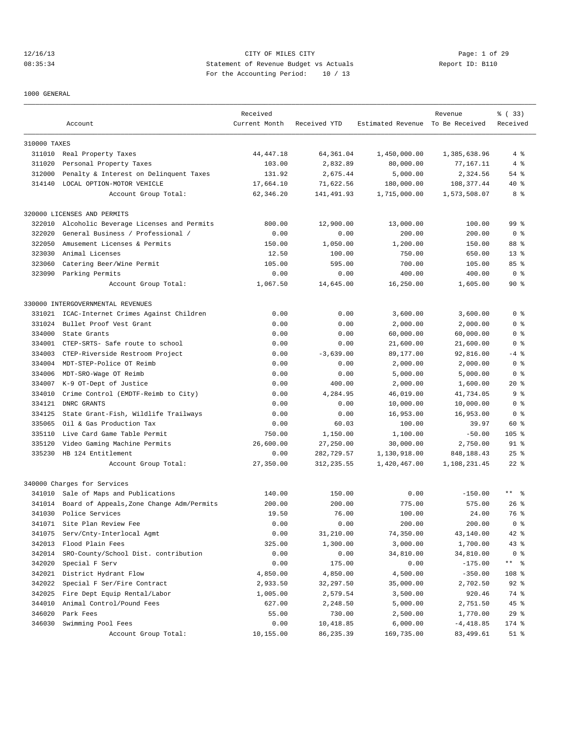CITY OF MILES CITY
Statement of Revenue Budget vs Actuals
For the Accounting Period: 10 / 13

12/16/13
08:35:34

Report ID: B110

1000 GENERAL

| | Account | Received Current Month | Received YTD | Estimated Revenue | Revenue To Be Received | % ( 33) Received |
|---|---|---|---|---|---|---|
| 310000 TAXES | | | | | | |
| 311010 | Real Property Taxes | 44,447.18 | 64,361.04 | 1,450,000.00 | 1,385,638.96 | 4 % |
| 311020 | Personal Property Taxes | 103.00 | 2,832.89 | 80,000.00 | 77,167.11 | 4 % |
| 312000 | Penalty & Interest on Delinquent Taxes | 131.92 | 2,675.44 | 5,000.00 | 2,324.56 | 54 % |
| 314140 | LOCAL OPTION-MOTOR VEHICLE | 17,664.10 | 71,622.56 | 180,000.00 | 108,377.44 | 40 % |
| | Account Group Total: | 62,346.20 | 141,491.93 | 1,715,000.00 | 1,573,508.07 | 8 % |
| 320000 LICENSES AND PERMITS | | | | | | |
| 322010 | Alcoholic Beverage Licenses and Permits | 800.00 | 12,900.00 | 13,000.00 | 100.00 | 99 % |
| 322020 | General Business / Professional / | 0.00 | 0.00 | 200.00 | 200.00 | 0 % |
| 322050 | Amusement Licenses & Permits | 150.00 | 1,050.00 | 1,200.00 | 150.00 | 88 % |
| 323030 | Animal Licenses | 12.50 | 100.00 | 750.00 | 650.00 | 13 % |
| 323060 | Catering Beer/Wine Permit | 105.00 | 595.00 | 700.00 | 105.00 | 85 % |
| 323090 | Parking Permits | 0.00 | 0.00 | 400.00 | 400.00 | 0 % |
| | Account Group Total: | 1,067.50 | 14,645.00 | 16,250.00 | 1,605.00 | 90 % |
| 330000 INTERGOVERNMENTAL REVENUES | | | | | | |
| 331021 | ICAC-Internet Crimes Against Children | 0.00 | 0.00 | 3,600.00 | 3,600.00 | 0 % |
| 331024 | Bullet Proof Vest Grant | 0.00 | 0.00 | 2,000.00 | 2,000.00 | 0 % |
| 334000 | State Grants | 0.00 | 0.00 | 60,000.00 | 60,000.00 | 0 % |
| 334001 | CTEP-SRTS- Safe route to school | 0.00 | 0.00 | 21,600.00 | 21,600.00 | 0 % |
| 334003 | CTEP-Riverside Restroom Project | 0.00 | -3,639.00 | 89,177.00 | 92,816.00 | -4 % |
| 334004 | MDT-STEP-Police OT Reimb | 0.00 | 0.00 | 2,000.00 | 2,000.00 | 0 % |
| 334006 | MDT-SRO-Wage OT Reimb | 0.00 | 0.00 | 5,000.00 | 5,000.00 | 0 % |
| 334007 | K-9 OT-Dept of Justice | 0.00 | 400.00 | 2,000.00 | 1,600.00 | 20 % |
| 334010 | Crime Control (EMDTF-Reimb to City) | 0.00 | 4,284.95 | 46,019.00 | 41,734.05 | 9 % |
| 334121 | DNRC GRANTS | 0.00 | 0.00 | 10,000.00 | 10,000.00 | 0 % |
| 334125 | State Grant-Fish, Wildlife Trailways | 0.00 | 0.00 | 16,953.00 | 16,953.00 | 0 % |
| 335065 | Oil & Gas Production Tax | 0.00 | 60.03 | 100.00 | 39.97 | 60 % |
| 335110 | Live Card Game Table Permit | 750.00 | 1,150.00 | 1,100.00 | -50.00 | 105 % |
| 335120 | Video Gaming Machine Permits | 26,600.00 | 27,250.00 | 30,000.00 | 2,750.00 | 91 % |
| 335230 | HB 124 Entitlement | 0.00 | 282,729.57 | 1,130,918.00 | 848,188.43 | 25 % |
| | Account Group Total: | 27,350.00 | 312,235.55 | 1,420,467.00 | 1,108,231.45 | 22 % |
| 340000 Charges for Services | | | | | | |
| 341010 | Sale of Maps and Publications | 140.00 | 150.00 | 0.00 | -150.00 | ** % |
| 341014 | Board of Appeals,Zone Change Adm/Permits | 200.00 | 200.00 | 775.00 | 575.00 | 26 % |
| 341030 | Police Services | 19.50 | 76.00 | 100.00 | 24.00 | 76 % |
| 341071 | Site Plan Review Fee | 0.00 | 0.00 | 200.00 | 200.00 | 0 % |
| 341075 | Serv/Cnty-Interlocal Agmt | 0.00 | 31,210.00 | 74,350.00 | 43,140.00 | 42 % |
| 342013 | Flood Plain Fees | 325.00 | 1,300.00 | 3,000.00 | 1,700.00 | 43 % |
| 342014 | SRO-County/School Dist. contribution | 0.00 | 0.00 | 34,810.00 | 34,810.00 | 0 % |
| 342020 | Special F Serv | 0.00 | 175.00 | 0.00 | -175.00 | ** % |
| 342021 | District Hydrant Flow | 4,850.00 | 4,850.00 | 4,500.00 | -350.00 | 108 % |
| 342022 | Special F Ser/Fire Contract | 2,933.50 | 32,297.50 | 35,000.00 | 2,702.50 | 92 % |
| 342025 | Fire Dept Equip Rental/Labor | 1,005.00 | 2,579.54 | 3,500.00 | 920.46 | 74 % |
| 344010 | Animal Control/Pound Fees | 627.00 | 2,248.50 | 5,000.00 | 2,751.50 | 45 % |
| 346020 | Park Fees | 55.00 | 730.00 | 2,500.00 | 1,770.00 | 29 % |
| 346030 | Swimming Pool Fees | 0.00 | 10,418.85 | 6,000.00 | -4,418.85 | 174 % |
| | Account Group Total: | 10,155.00 | 86,235.39 | 169,735.00 | 83,499.61 | 51 % |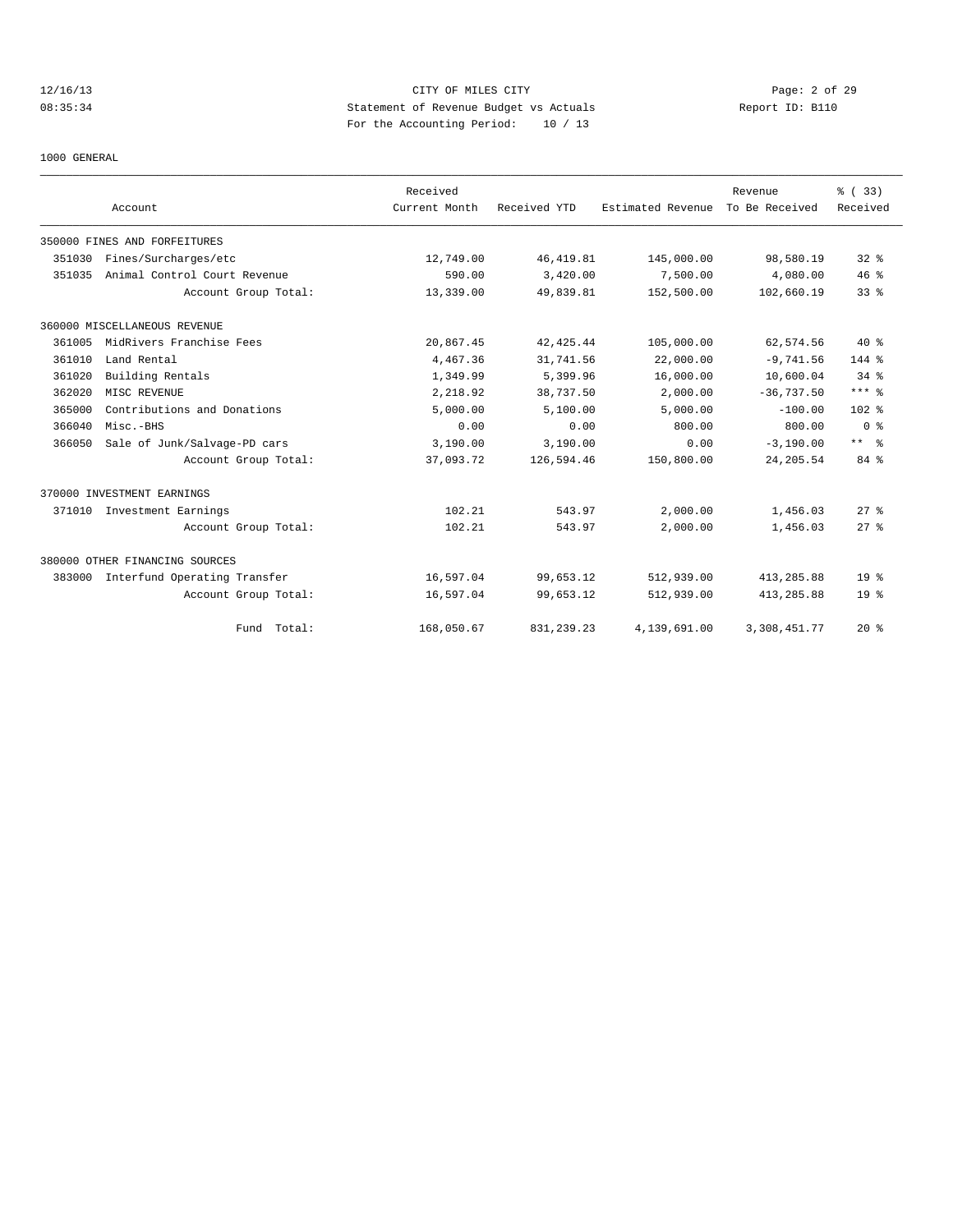CITY OF MILES CITY

Statement of Revenue Budget vs Actuals

For the Accounting Period: 10 / 13

12/16/13 08:35:34 — Report ID: B110

1000 GENERAL

| Account | | Received Current Month | Received YTD | Estimated Revenue | Revenue To Be Received | % ( 33) Received |
|---|---|---|---|---|---|---|
| 350000 FINES AND FORFEITURES | | | | | | |
| 351030 | Fines/Surcharges/etc | 12,749.00 | 46,419.81 | 145,000.00 | 98,580.19 | 32 % |
| 351035 | Animal Control Court Revenue | 590.00 | 3,420.00 | 7,500.00 | 4,080.00 | 46 % |
| | Account Group Total: | 13,339.00 | 49,839.81 | 152,500.00 | 102,660.19 | 33 % |
| 360000 MISCELLANEOUS REVENUE | | | | | | |
| 361005 | MidRivers Franchise Fees | 20,867.45 | 42,425.44 | 105,000.00 | 62,574.56 | 40 % |
| 361010 | Land Rental | 4,467.36 | 31,741.56 | 22,000.00 | -9,741.56 | 144 % |
| 361020 | Building Rentals | 1,349.99 | 5,399.96 | 16,000.00 | 10,600.04 | 34 % |
| 362020 | MISC REVENUE | 2,218.92 | 38,737.50 | 2,000.00 | -36,737.50 | *** % |
| 365000 | Contributions and Donations | 5,000.00 | 5,100.00 | 5,000.00 | -100.00 | 102 % |
| 366040 | Misc.-BHS | 0.00 | 0.00 | 800.00 | 800.00 | 0 % |
| 366050 | Sale of Junk/Salvage-PD cars | 3,190.00 | 3,190.00 | 0.00 | -3,190.00 | ** % |
| | Account Group Total: | 37,093.72 | 126,594.46 | 150,800.00 | 24,205.54 | 84 % |
| 370000 INVESTMENT EARNINGS | | | | | | |
| 371010 | Investment Earnings | 102.21 | 543.97 | 2,000.00 | 1,456.03 | 27 % |
| | Account Group Total: | 102.21 | 543.97 | 2,000.00 | 1,456.03 | 27 % |
| 380000 OTHER FINANCING SOURCES | | | | | | |
| 383000 | Interfund Operating Transfer | 16,597.04 | 99,653.12 | 512,939.00 | 413,285.88 | 19 % |
| | Account Group Total: | 16,597.04 | 99,653.12 | 512,939.00 | 413,285.88 | 19 % |
| | Fund Total: | 168,050.67 | 831,239.23 | 4,139,691.00 | 3,308,451.77 | 20 % |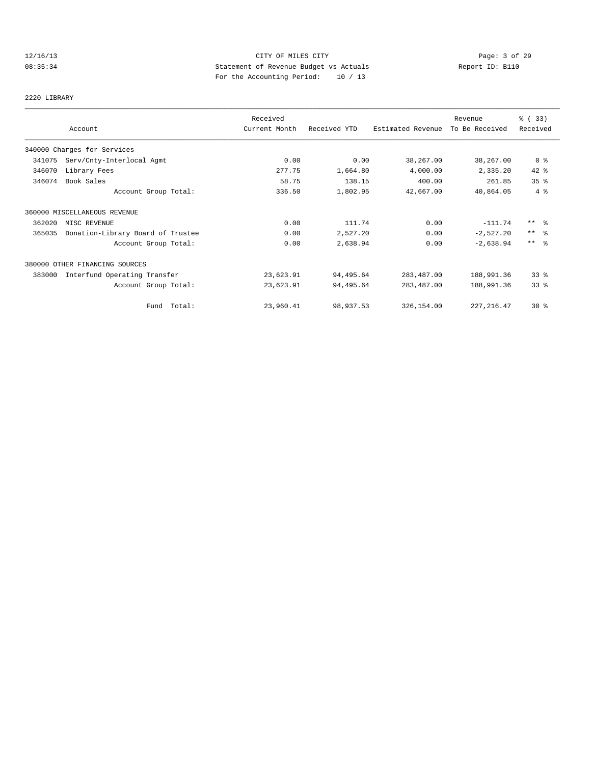CITY OF MILES CITY
Statement of Revenue Budget vs Actuals
For the Accounting Period: 10 / 13

12/16/13
08:35:34

Report ID: B110

## 2220 LIBRARY

| Account | Received Current Month | Received YTD | Estimated Revenue | Revenue To Be Received | % ( 33) Received |
|---|---|---|---|---|---|
| 340000 Charges for Services | | | | | |
| 341075 Serv/Cnty-Interlocal Agmt | 0.00 | 0.00 | 38,267.00 | 38,267.00 | 0 % |
| 346070 Library Fees | 277.75 | 1,664.80 | 4,000.00 | 2,335.20 | 42 % |
| 346074 Book Sales | 58.75 | 138.15 | 400.00 | 261.85 | 35 % |
| Account Group Total: | 336.50 | 1,802.95 | 42,667.00 | 40,864.05 | 4 % |
| 360000 MISCELLANEOUS REVENUE | | | | | |
| 362020 MISC REVENUE | 0.00 | 111.74 | 0.00 | -111.74 | ** % |
| 365035 Donation-Library Board of Trustee | 0.00 | 2,527.20 | 0.00 | -2,527.20 | ** % |
| Account Group Total: | 0.00 | 2,638.94 | 0.00 | -2,638.94 | ** % |
| 380000 OTHER FINANCING SOURCES | | | | | |
| 383000 Interfund Operating Transfer | 23,623.91 | 94,495.64 | 283,487.00 | 188,991.36 | 33 % |
| Account Group Total: | 23,623.91 | 94,495.64 | 283,487.00 | 188,991.36 | 33 % |
| Fund Total: | 23,960.41 | 98,937.53 | 326,154.00 | 227,216.47 | 30 % |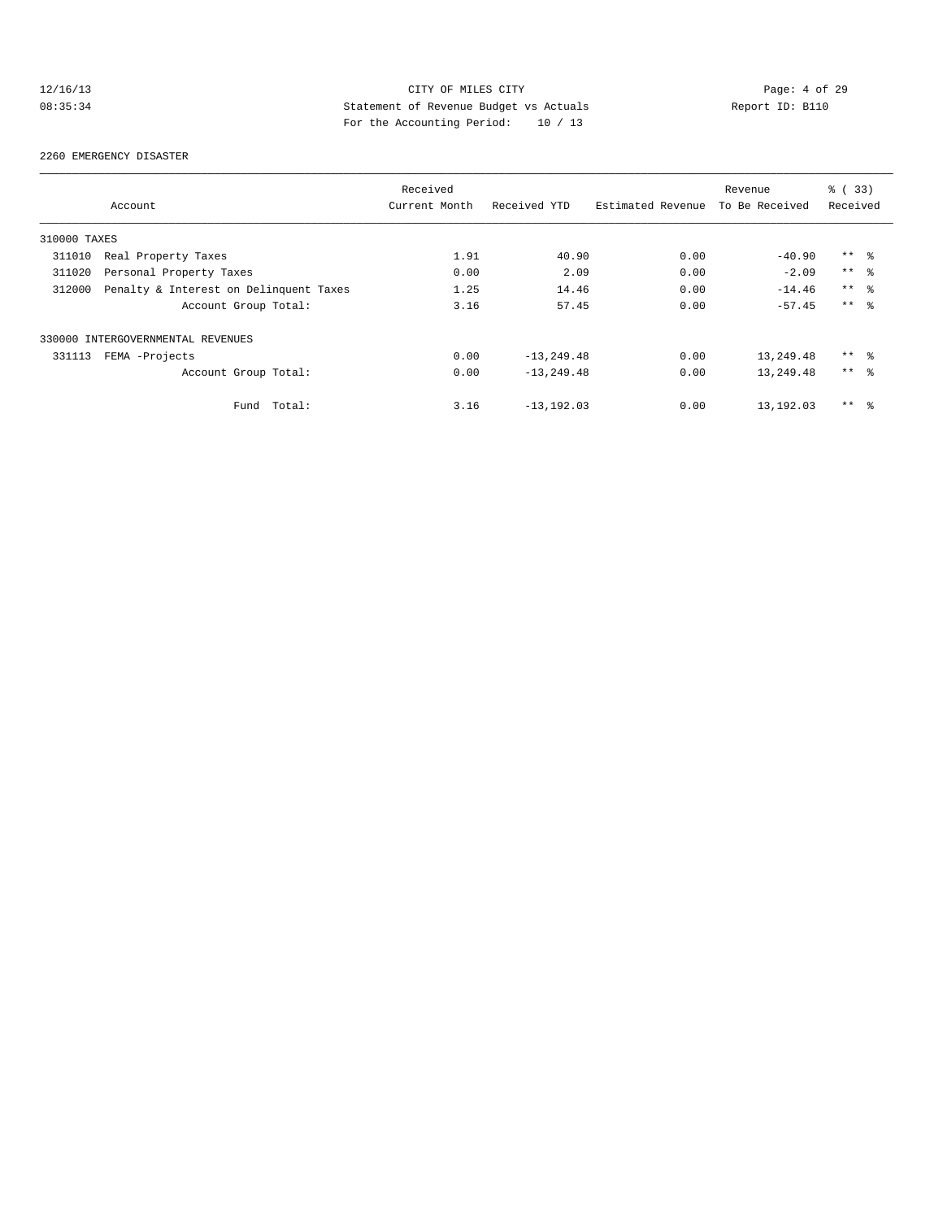CITY OF MILES CITY
Statement of Revenue Budget vs Actuals
For the Accounting Period: 10 / 13

12/16/13 08:35:34 — Report ID: B110

2260 EMERGENCY DISASTER

| Account | | Received Current Month | Received YTD | Estimated Revenue | Revenue To Be Received | % ( 33) Received |
|---|---|---|---|---|---|---|
| 310000 TAXES | | | | | | |
| 311010 | Real Property Taxes | 1.91 | 40.90 | 0.00 | -40.90 | ** % |
| 311020 | Personal Property Taxes | 0.00 | 2.09 | 0.00 | -2.09 | ** % |
| 312000 | Penalty & Interest on Delinquent Taxes | 1.25 | 14.46 | 0.00 | -14.46 | ** % |
| | Account Group Total: | 3.16 | 57.45 | 0.00 | -57.45 | ** % |
| 330000 INTERGOVERNMENTAL REVENUES | | | | | | |
| 331113 | FEMA -Projects | 0.00 | -13,249.48 | 0.00 | 13,249.48 | ** % |
| | Account Group Total: | 0.00 | -13,249.48 | 0.00 | 13,249.48 | ** % |
| | Fund Total: | 3.16 | -13,192.03 | 0.00 | 13,192.03 | ** % |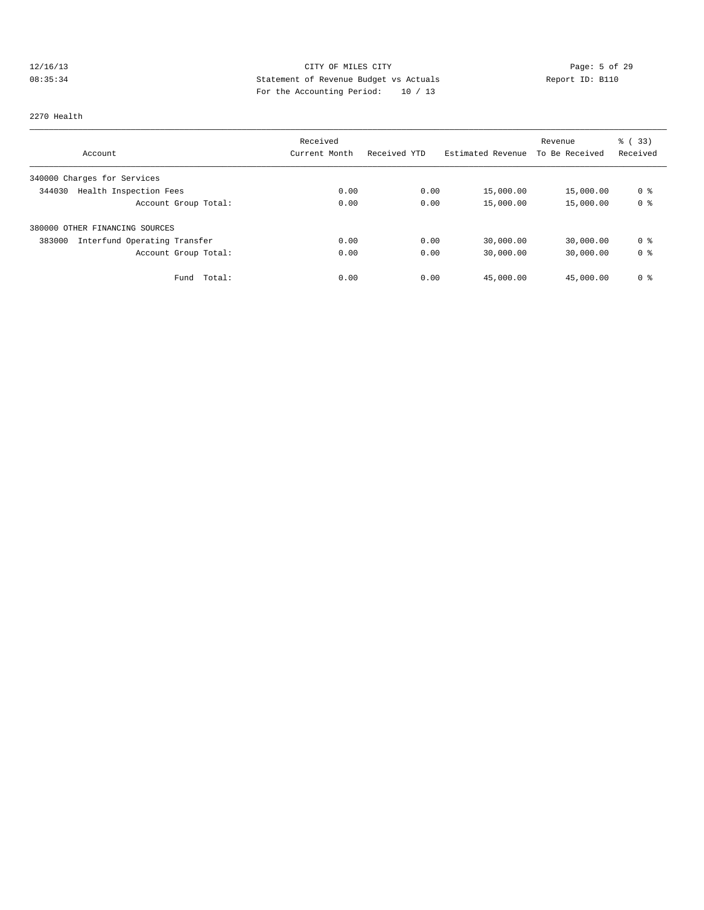CITY OF MILES CITY
Statement of Revenue Budget vs Actuals
For the Accounting Period: 10 / 13

12/16/13
08:35:34

Report ID: B110

2270 Health

| Account | Received Current Month | Received YTD | Estimated Revenue | Revenue To Be Received | % ( 33) Received |
|---|---|---|---|---|---|
| 340000 Charges for Services | | | | | |
| 344030 Health Inspection Fees | 0.00 | 0.00 | 15,000.00 | 15,000.00 | 0 % |
| Account Group Total: | 0.00 | 0.00 | 15,000.00 | 15,000.00 | 0 % |
| 380000 OTHER FINANCING SOURCES | | | | | |
| 383000 Interfund Operating Transfer | 0.00 | 0.00 | 30,000.00 | 30,000.00 | 0 % |
| Account Group Total: | 0.00 | 0.00 | 30,000.00 | 30,000.00 | 0 % |
| Fund Total: | 0.00 | 0.00 | 45,000.00 | 45,000.00 | 0 % |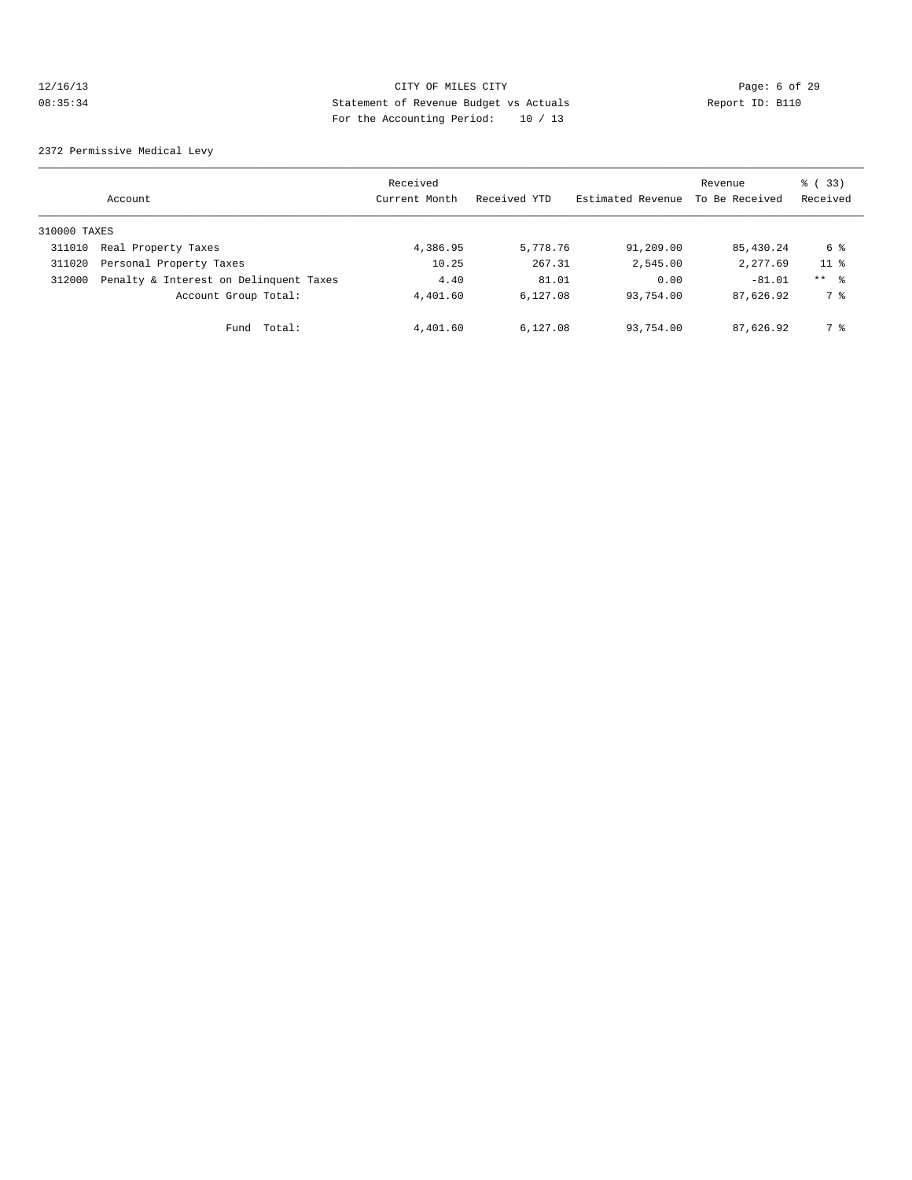CITY OF MILES CITY
Statement of Revenue Budget vs Actuals
For the Accounting Period: 10 / 13

12/16/13
08:35:34

Report ID: B110

2372 Permissive Medical Levy

| Account | | Received Current Month | Received YTD | Estimated Revenue | Revenue To Be Received | % ( 33) Received |
|---|---|---|---|---|---|---|
| 310000 TAXES | | | | | | |
| 311010 | Real Property Taxes | 4,386.95 | 5,778.76 | 91,209.00 | 85,430.24 | 6 % |
| 311020 | Personal Property Taxes | 10.25 | 267.31 | 2,545.00 | 2,277.69 | 11 % |
| 312000 | Penalty & Interest on Delinquent Taxes | 4.40 | 81.01 | 0.00 | -81.01 | ** % |
| | Account Group Total: | 4,401.60 | 6,127.08 | 93,754.00 | 87,626.92 | 7 % |
| | Fund Total: | 4,401.60 | 6,127.08 | 93,754.00 | 87,626.92 | 7 % |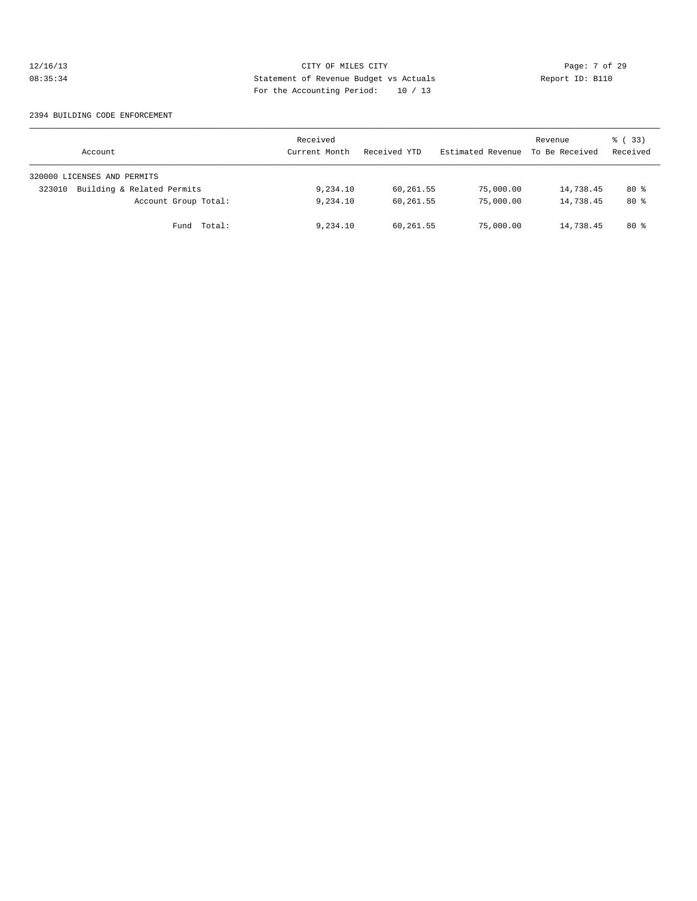CITY OF MILES CITY
Statement of Revenue Budget vs Actuals
For the Accounting Period: 10 / 13

12/16/13
08:35:34

Report ID: B110

2394 BUILDING CODE ENFORCEMENT

| Account | Received Current Month | Received YTD | Estimated Revenue | Revenue To Be Received | % ( 33) Received |
|---|---|---|---|---|---|
| 320000 LICENSES AND PERMITS | | | | | |
| 323010 Building & Related Permits | 9,234.10 | 60,261.55 | 75,000.00 | 14,738.45 | 80 % |
| Account Group Total: | 9,234.10 | 60,261.55 | 75,000.00 | 14,738.45 | 80 % |
| Fund Total: | 9,234.10 | 60,261.55 | 75,000.00 | 14,738.45 | 80 % |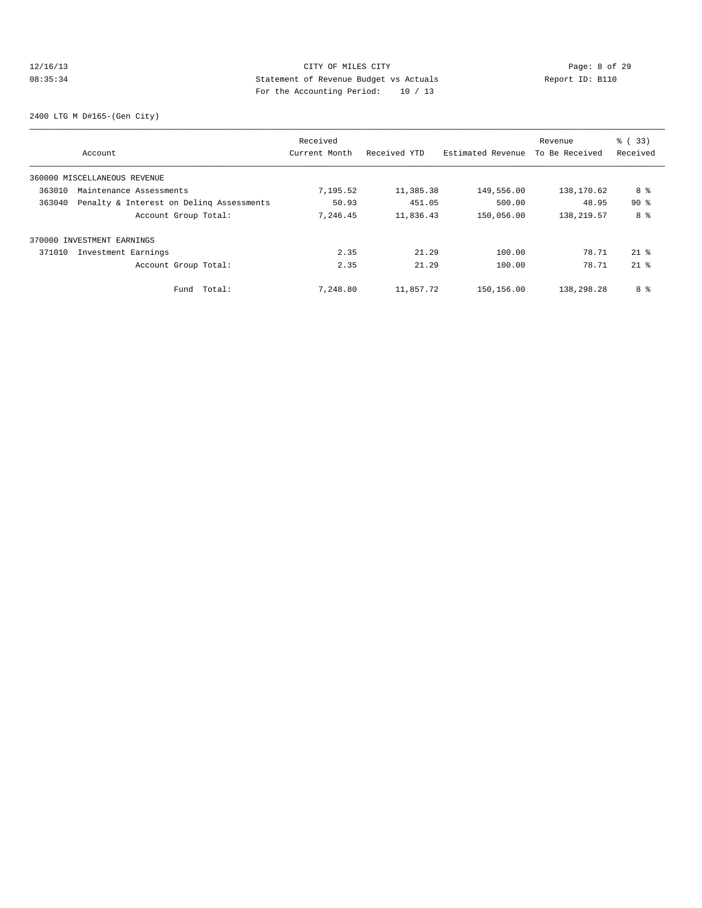CITY OF MILES CITY
Statement of Revenue Budget vs Actuals
For the Accounting Period: 10 / 13

2400 LTG M D#165-(Gen City)

| Account | Received Current Month | Received YTD | Estimated Revenue | Revenue To Be Received | % ( 33) Received |
|---|---|---|---|---|---|
| 360000 MISCELLANEOUS REVENUE | | | | | |
| 363010 Maintenance Assessments | 7,195.52 | 11,385.38 | 149,556.00 | 138,170.62 | 8 % |
| 363040 Penalty & Interest on Delinq Assessments | 50.93 | 451.05 | 500.00 | 48.95 | 90 % |
| Account Group Total: | 7,246.45 | 11,836.43 | 150,056.00 | 138,219.57 | 8 % |
| 370000 INVESTMENT EARNINGS | | | | | |
| 371010 Investment Earnings | 2.35 | 21.29 | 100.00 | 78.71 | 21 % |
| Account Group Total: | 2.35 | 21.29 | 100.00 | 78.71 | 21 % |
| Fund Total: | 7,248.80 | 11,857.72 | 150,156.00 | 138,298.28 | 8 % |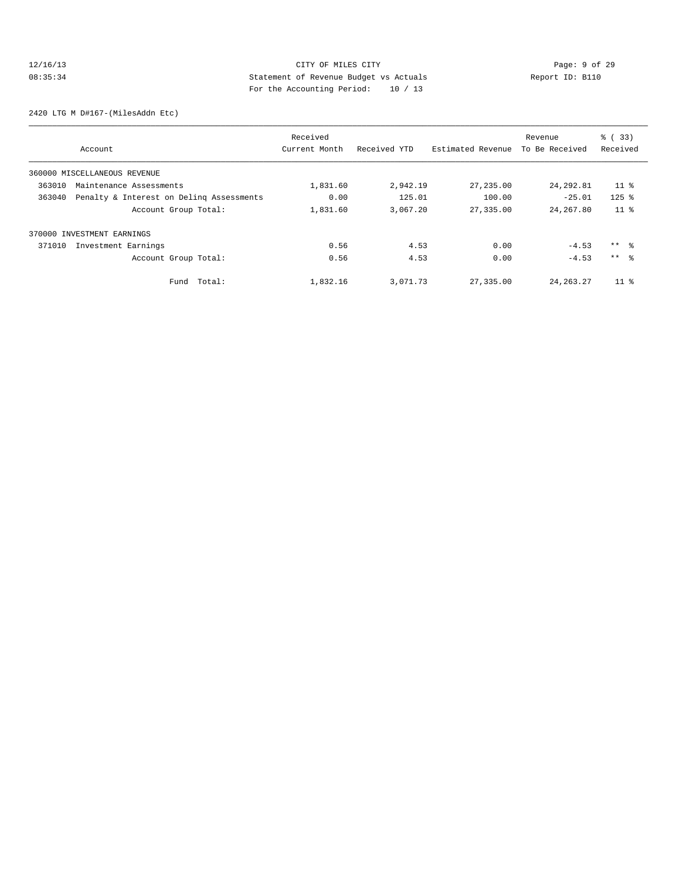CITY OF MILES CITY
Statement of Revenue Budget vs Actuals
For the Accounting Period: 10 / 13

12/16/13
08:35:34

Report ID: B110

2420 LTG M D#167-(MilesAddn Etc)

| Account | Received Current Month | Received YTD | Estimated Revenue | Revenue To Be Received | % ( 33) Received |
|---|---|---|---|---|---|
| 360000 MISCELLANEOUS REVENUE | | | | | |
| 363010 Maintenance Assessments | 1,831.60 | 2,942.19 | 27,235.00 | 24,292.81 | 11 % |
| 363040 Penalty & Interest on Delinq Assessments | 0.00 | 125.01 | 100.00 | -25.01 | 125 % |
| Account Group Total: | 1,831.60 | 3,067.20 | 27,335.00 | 24,267.80 | 11 % |
| 370000 INVESTMENT EARNINGS | | | | | |
| 371010 Investment Earnings | 0.56 | 4.53 | 0.00 | -4.53 | ** % |
| Account Group Total: | 0.56 | 4.53 | 0.00 | -4.53 | ** % |
| Fund Total: | 1,832.16 | 3,071.73 | 27,335.00 | 24,263.27 | 11 % |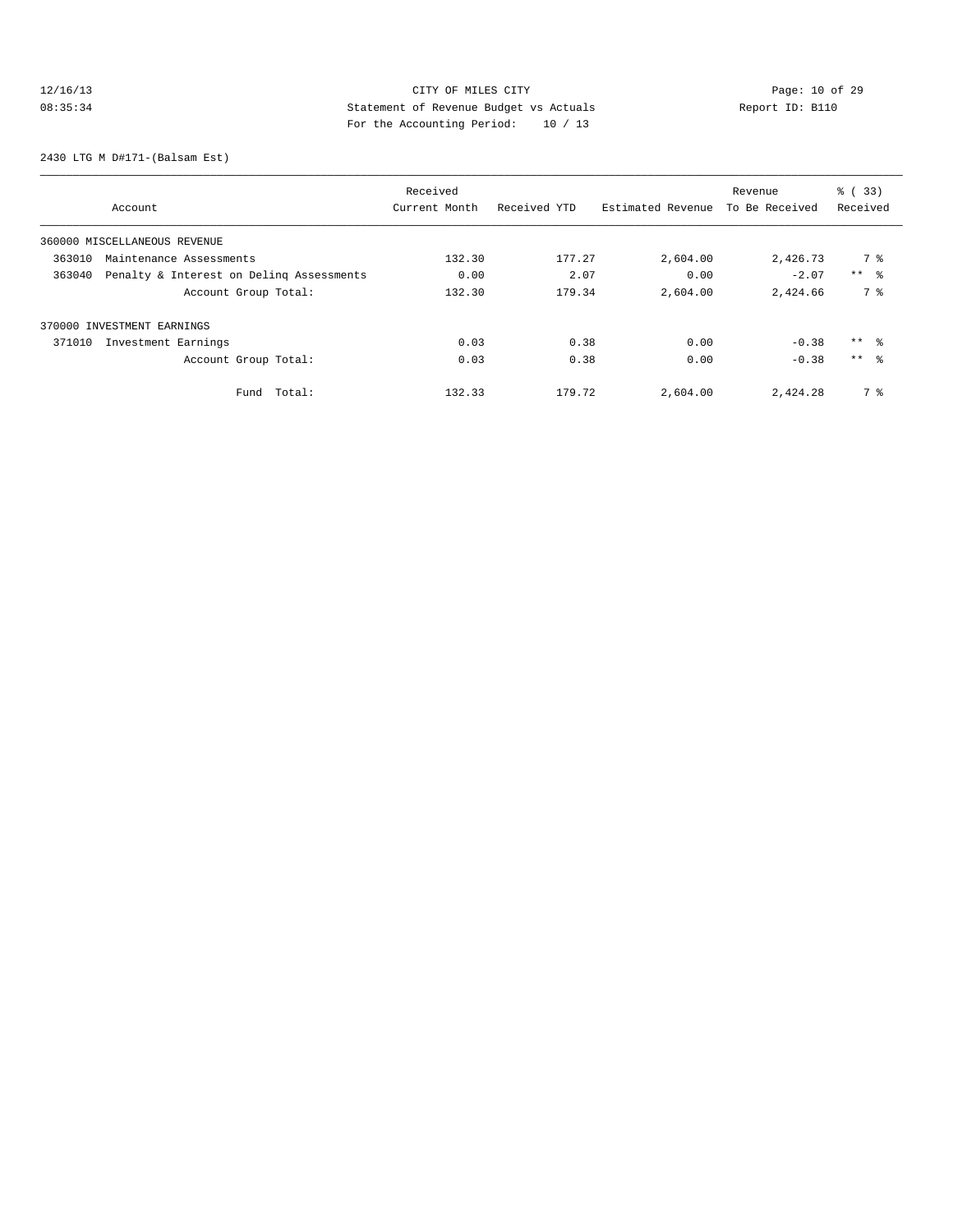CITY OF MILES CITY
Statement of Revenue Budget vs Actuals
For the Accounting Period: 10 / 13

12/16/13
08:35:34

Report ID: B110

2430 LTG M D#171-(Balsam Est)

| Account | Received Current Month | Received YTD | Estimated Revenue | Revenue To Be Received | % ( 33) Received |
|---|---|---|---|---|---|
| 360000 MISCELLANEOUS REVENUE | | | | | |
| 363010 Maintenance Assessments | 132.30 | 177.27 | 2,604.00 | 2,426.73 | 7 % |
| 363040 Penalty & Interest on Delinq Assessments | 0.00 | 2.07 | 0.00 | -2.07 | ** % |
| Account Group Total: | 132.30 | 179.34 | 2,604.00 | 2,424.66 | 7 % |
| 370000 INVESTMENT EARNINGS | | | | | |
| 371010 Investment Earnings | 0.03 | 0.38 | 0.00 | -0.38 | ** % |
| Account Group Total: | 0.03 | 0.38 | 0.00 | -0.38 | ** % |
| Fund Total: | 132.33 | 179.72 | 2,604.00 | 2,424.28 | 7 % |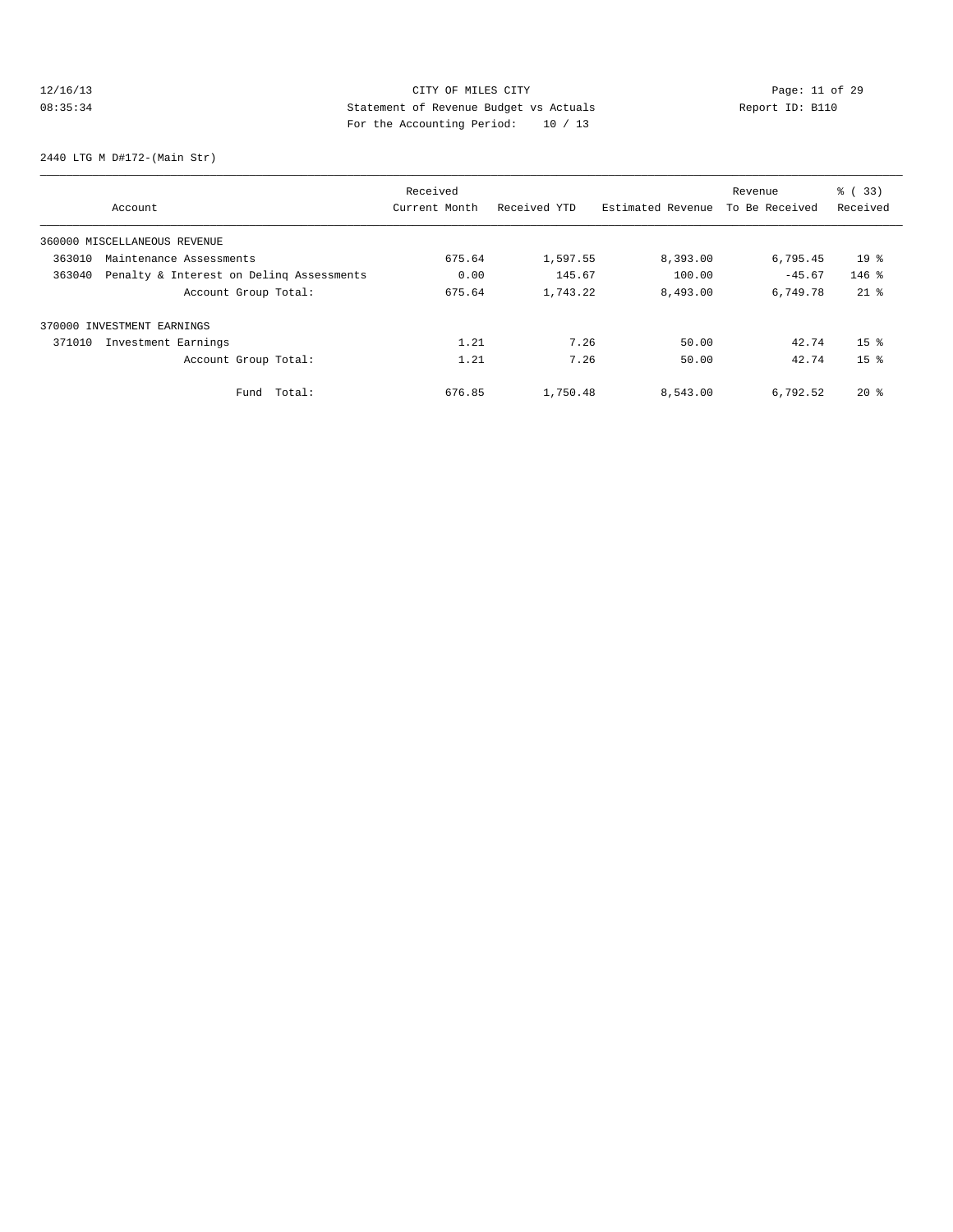CITY OF MILES CITY
Statement of Revenue Budget vs Actuals
For the Accounting Period: 10 / 13

12/16/13
08:35:34

Report ID: B110

2440 LTG M D#172-(Main Str)

| Account | Received Current Month | Received YTD | Estimated Revenue | Revenue To Be Received | % ( 33) Received |
|---|---|---|---|---|---|
| 360000 MISCELLANEOUS REVENUE | | | | | |
| 363010 Maintenance Assessments | 675.64 | 1,597.55 | 8,393.00 | 6,795.45 | 19 % |
| 363040 Penalty & Interest on Delinq Assessments | 0.00 | 145.67 | 100.00 | -45.67 | 146 % |
| Account Group Total: | 675.64 | 1,743.22 | 8,493.00 | 6,749.78 | 21 % |
| 370000 INVESTMENT EARNINGS | | | | | |
| 371010 Investment Earnings | 1.21 | 7.26 | 50.00 | 42.74 | 15 % |
| Account Group Total: | 1.21 | 7.26 | 50.00 | 42.74 | 15 % |
| Fund Total: | 676.85 | 1,750.48 | 8,543.00 | 6,792.52 | 20 % |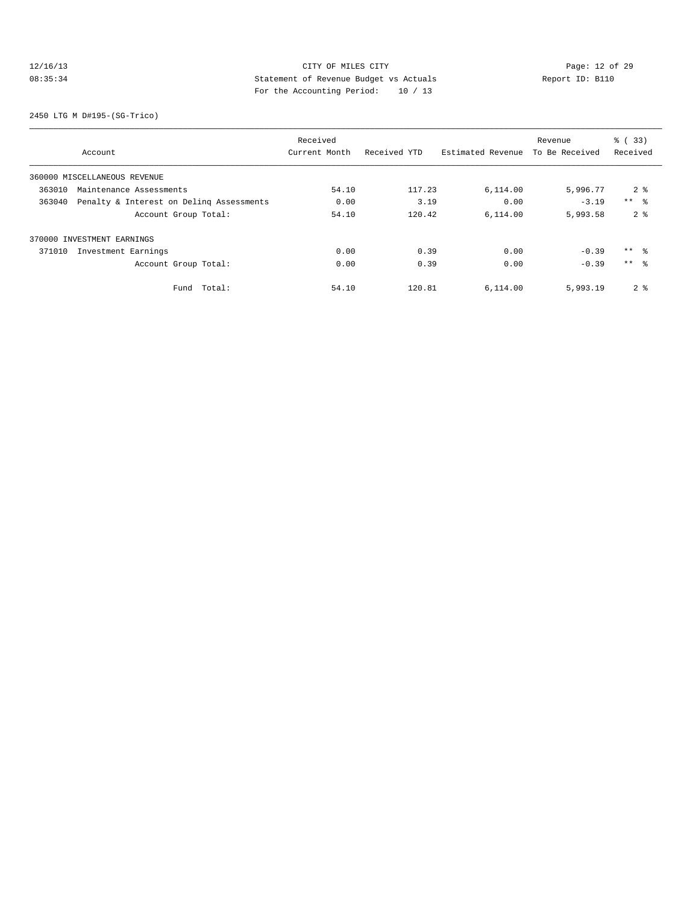CITY OF MILES CITY
Statement of Revenue Budget vs Actuals
For the Accounting Period: 10 / 13

2450 LTG M D#195-(SG-Trico)

| Account | Received Current Month | Received YTD | Estimated Revenue | Revenue To Be Received | % ( 33) Received |
|---|---|---|---|---|---|
| 360000 MISCELLANEOUS REVENUE | | | | | |
| 363010 Maintenance Assessments | 54.10 | 117.23 | 6,114.00 | 5,996.77 | 2 % |
| 363040 Penalty & Interest on Delinq Assessments | 0.00 | 3.19 | 0.00 | -3.19 | ** % |
| Account Group Total: | 54.10 | 120.42 | 6,114.00 | 5,993.58 | 2 % |
| 370000 INVESTMENT EARNINGS | | | | | |
| 371010 Investment Earnings | 0.00 | 0.39 | 0.00 | -0.39 | ** % |
| Account Group Total: | 0.00 | 0.39 | 0.00 | -0.39 | ** % |
| Fund Total: | 54.10 | 120.81 | 6,114.00 | 5,993.19 | 2 % |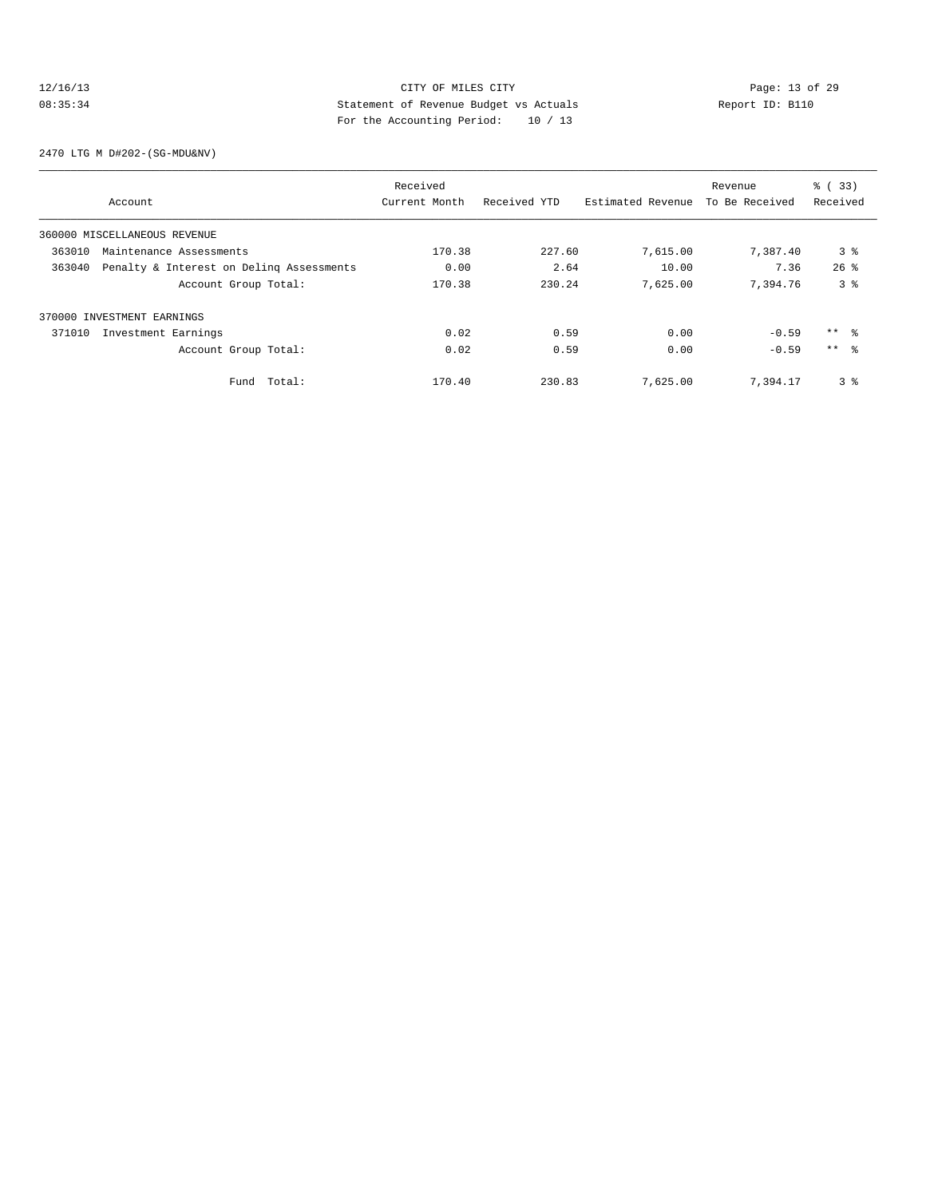12/16/13 CITY OF MILES CITY
08:35:34 Statement of Revenue Budget vs Actuals Report ID: B110
For the Accounting Period: 10 / 13

2470 LTG M D#202-(SG-MDU&NV)

| Account | Received Current Month | Received YTD | Estimated Revenue | Revenue To Be Received | % ( 33) Received |
|---|---|---|---|---|---|
| 360000 MISCELLANEOUS REVENUE | | | | | |
| 363010 Maintenance Assessments | 170.38 | 227.60 | 7,615.00 | 7,387.40 | 3 % |
| 363040 Penalty & Interest on Delinq Assessments | 0.00 | 2.64 | 10.00 | 7.36 | 26 % |
| Account Group Total: | 170.38 | 230.24 | 7,625.00 | 7,394.76 | 3 % |
| 370000 INVESTMENT EARNINGS | | | | | |
| 371010 Investment Earnings | 0.02 | 0.59 | 0.00 | -0.59 | ** % |
| Account Group Total: | 0.02 | 0.59 | 0.00 | -0.59 | ** % |
| Fund Total: | 170.40 | 230.83 | 7,625.00 | 7,394.17 | 3 % |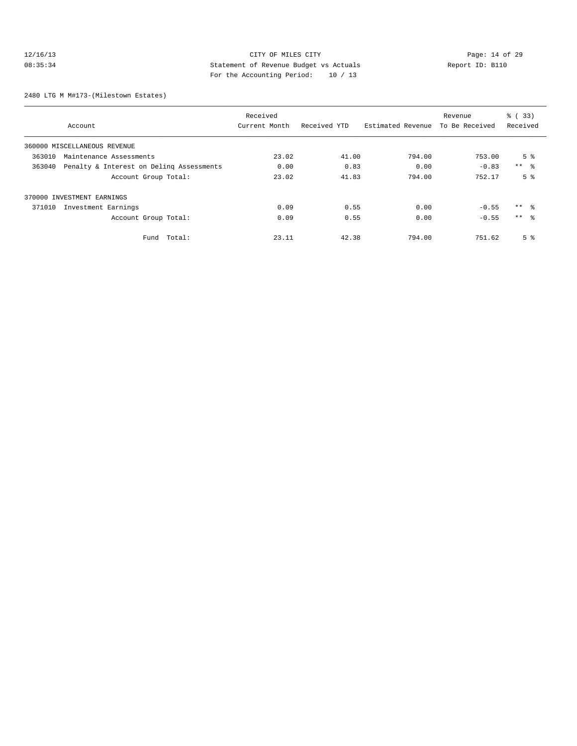CITY OF MILES CITY
Statement of Revenue Budget vs Actuals
For the Accounting Period: 10 / 13

12/16/13
08:35:34

Report ID: B110

2480 LTG M M#173-(Milestown Estates)

| Account | Received Current Month | Received YTD | Estimated Revenue | Revenue To Be Received | % ( 33) Received |
|---|---|---|---|---|---|
| 360000 MISCELLANEOUS REVENUE | | | | | |
| 363010 Maintenance Assessments | 23.02 | 41.00 | 794.00 | 753.00 | 5 % |
| 363040 Penalty & Interest on Delinq Assessments | 0.00 | 0.83 | 0.00 | -0.83 | ** % |
| Account Group Total: | 23.02 | 41.83 | 794.00 | 752.17 | 5 % |
| 370000 INVESTMENT EARNINGS | | | | | |
| 371010 Investment Earnings | 0.09 | 0.55 | 0.00 | -0.55 | ** % |
| Account Group Total: | 0.09 | 0.55 | 0.00 | -0.55 | ** % |
| Fund Total: | 23.11 | 42.38 | 794.00 | 751.62 | 5 % |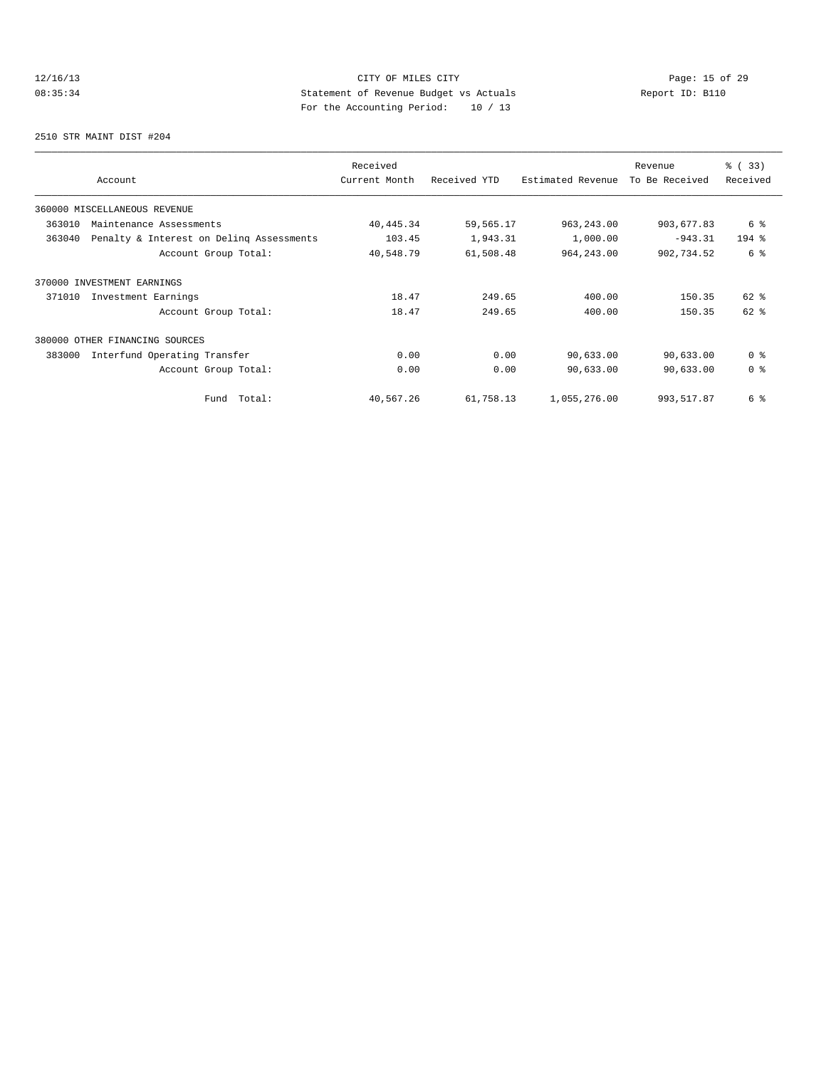CITY OF MILES CITY
Statement of Revenue Budget vs Actuals
For the Accounting Period: 10 / 13

12/16/13
08:35:34

Report ID: B110

2510 STR MAINT DIST #204

| Account | Received Current Month | Received YTD | Estimated Revenue | Revenue To Be Received | % ( 33) Received |
|---|---|---|---|---|---|
| 360000 MISCELLANEOUS REVENUE | | | | | |
| 363010 Maintenance Assessments | 40,445.34 | 59,565.17 | 963,243.00 | 903,677.83 | 6 % |
| 363040 Penalty & Interest on Delinq Assessments | 103.45 | 1,943.31 | 1,000.00 | -943.31 | 194 % |
| Account Group Total: | 40,548.79 | 61,508.48 | 964,243.00 | 902,734.52 | 6 % |
| 370000 INVESTMENT EARNINGS | | | | | |
| 371010 Investment Earnings | 18.47 | 249.65 | 400.00 | 150.35 | 62 % |
| Account Group Total: | 18.47 | 249.65 | 400.00 | 150.35 | 62 % |
| 380000 OTHER FINANCING SOURCES | | | | | |
| 383000 Interfund Operating Transfer | 0.00 | 0.00 | 90,633.00 | 90,633.00 | 0 % |
| Account Group Total: | 0.00 | 0.00 | 90,633.00 | 90,633.00 | 0 % |
| Fund Total: | 40,567.26 | 61,758.13 | 1,055,276.00 | 993,517.87 | 6 % |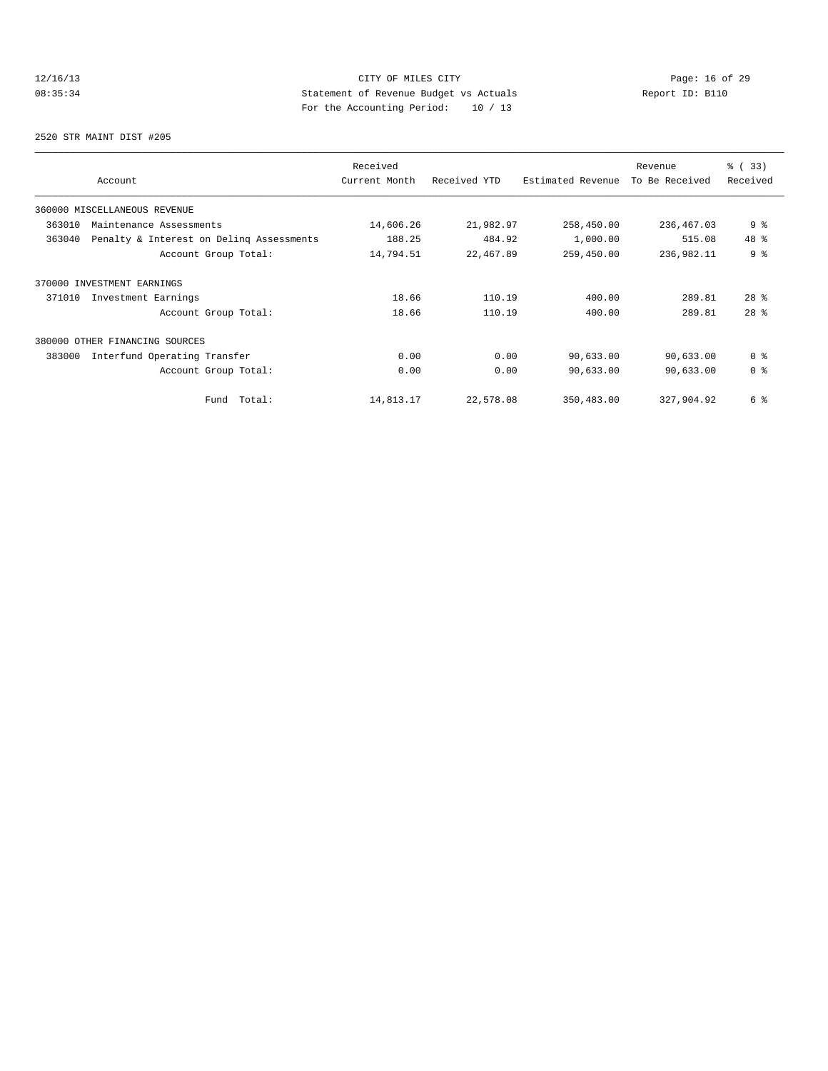12/16/13 CITY OF MILES CITY
08:35:34 Statement of Revenue Budget vs Actuals Report ID: B110
For the Accounting Period: 10 / 13

2520 STR MAINT DIST #205

| Account | Received Current Month | Received YTD | Estimated Revenue | Revenue To Be Received | % ( 33) Received |
|---|---|---|---|---|---|
| 360000 MISCELLANEOUS REVENUE | | | | | |
| 363010 Maintenance Assessments | 14,606.26 | 21,982.97 | 258,450.00 | 236,467.03 | 9 % |
| 363040 Penalty & Interest on Delinq Assessments | 188.25 | 484.92 | 1,000.00 | 515.08 | 48 % |
| Account Group Total: | 14,794.51 | 22,467.89 | 259,450.00 | 236,982.11 | 9 % |
| 370000 INVESTMENT EARNINGS | | | | | |
| 371010 Investment Earnings | 18.66 | 110.19 | 400.00 | 289.81 | 28 % |
| Account Group Total: | 18.66 | 110.19 | 400.00 | 289.81 | 28 % |
| 380000 OTHER FINANCING SOURCES | | | | | |
| 383000 Interfund Operating Transfer | 0.00 | 0.00 | 90,633.00 | 90,633.00 | 0 % |
| Account Group Total: | 0.00 | 0.00 | 90,633.00 | 90,633.00 | 0 % |
| Fund Total: | 14,813.17 | 22,578.08 | 350,483.00 | 327,904.92 | 6 % |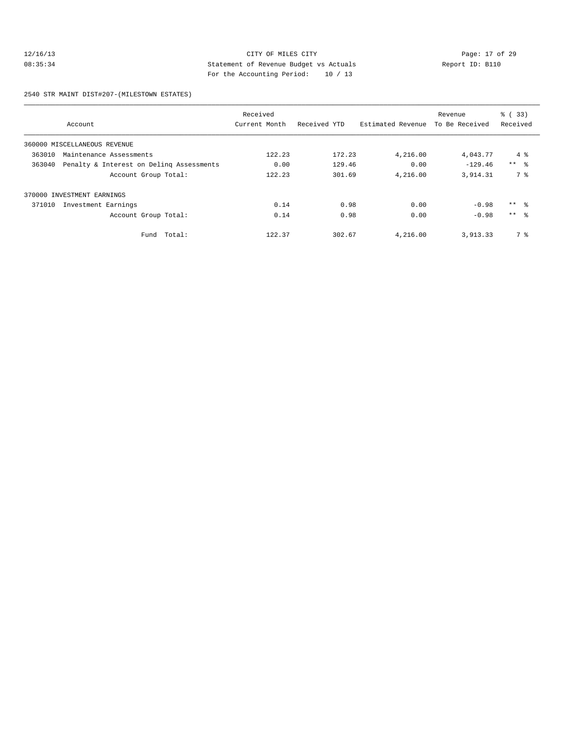CITY OF MILES CITY
Statement of Revenue Budget vs Actuals
For the Accounting Period: 10 / 13

12/16/13
08:35:34

Report ID: B110

2540 STR MAINT DIST#207-(MILESTOWN ESTATES)

| Account | Received Current Month | Received YTD | Estimated Revenue | Revenue To Be Received | % ( 33) Received |
|---|---|---|---|---|---|
| 360000 MISCELLANEOUS REVENUE | | | | | |
| 363010 Maintenance Assessments | 122.23 | 172.23 | 4,216.00 | 4,043.77 | 4 % |
| 363040 Penalty & Interest on Delinq Assessments | 0.00 | 129.46 | 0.00 | -129.46 | ** % |
| Account Group Total: | 122.23 | 301.69 | 4,216.00 | 3,914.31 | 7 % |
| 370000 INVESTMENT EARNINGS | | | | | |
| 371010 Investment Earnings | 0.14 | 0.98 | 0.00 | -0.98 | ** % |
| Account Group Total: | 0.14 | 0.98 | 0.00 | -0.98 | ** % |
| Fund Total: | 122.37 | 302.67 | 4,216.00 | 3,913.33 | 7 % |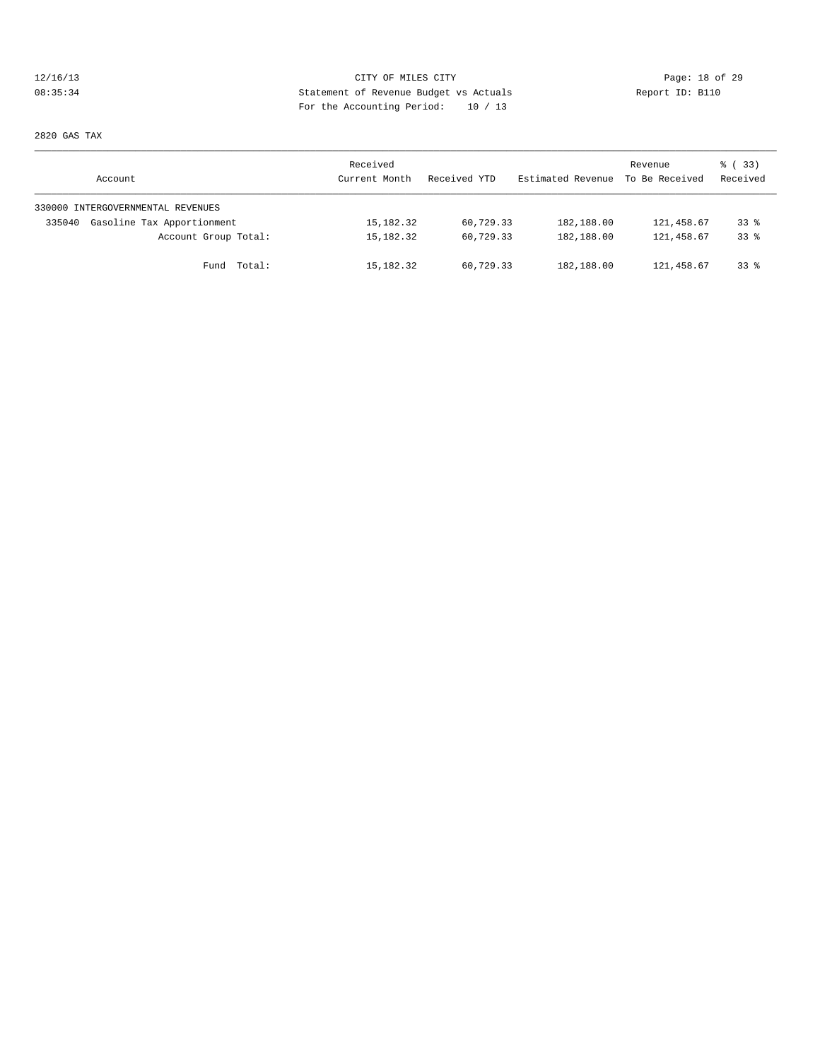CITY OF MILES CITY
Statement of Revenue Budget vs Actuals
For the Accounting Period: 10 / 13

2820 GAS TAX

| Account | Received Current Month | Received YTD | Estimated Revenue | Revenue To Be Received | % ( 33) Received |
|---|---|---|---|---|---|
| 330000 INTERGOVERNMENTAL REVENUES | | | | | |
| 335040 Gasoline Tax Apportionment | 15,182.32 | 60,729.33 | 182,188.00 | 121,458.67 | 33 % |
| Account Group Total: | 15,182.32 | 60,729.33 | 182,188.00 | 121,458.67 | 33 % |
| Fund Total: | 15,182.32 | 60,729.33 | 182,188.00 | 121,458.67 | 33 % |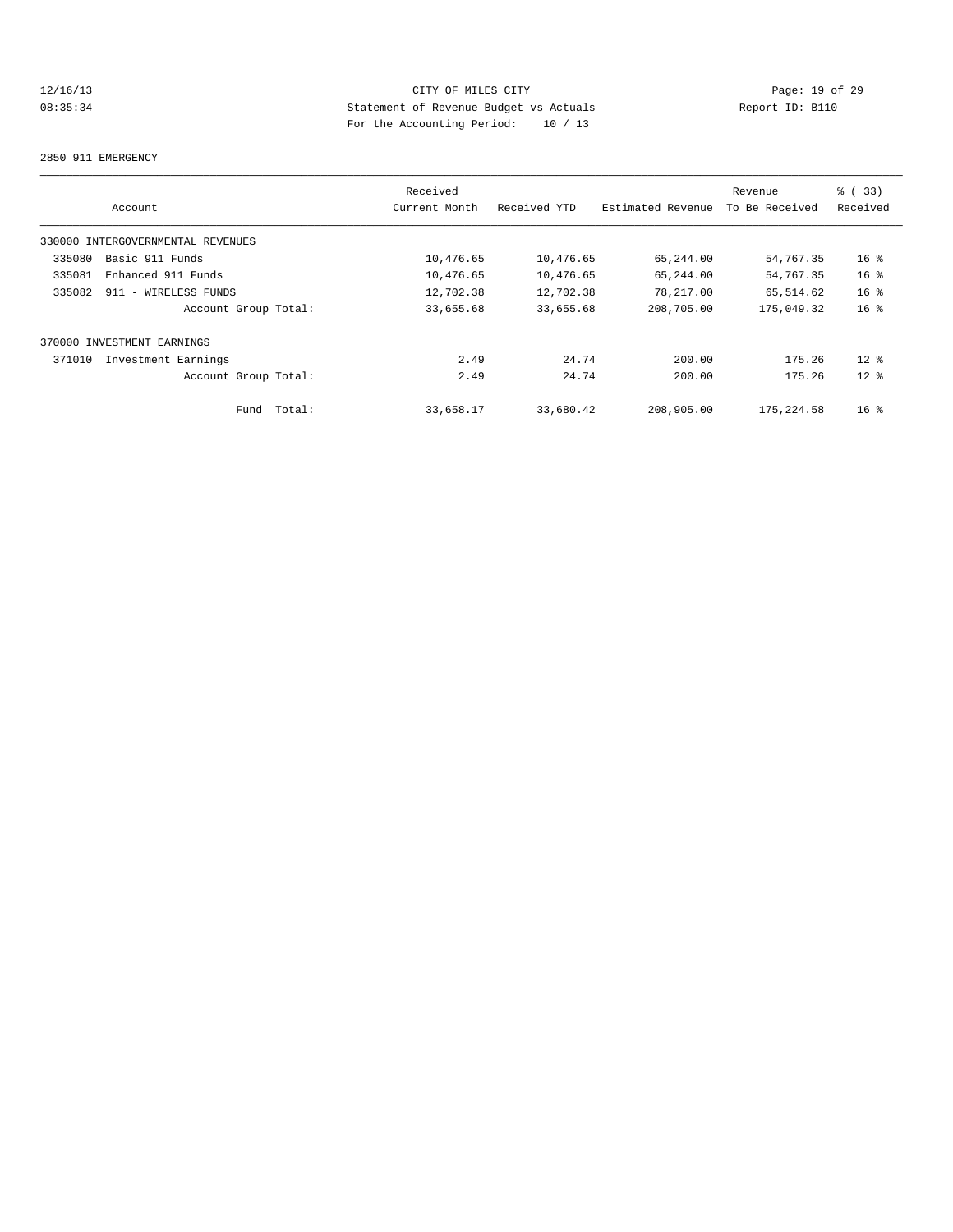CITY OF MILES CITY
Statement of Revenue Budget vs Actuals
For the Accounting Period: 10 / 13

12/16/13
08:35:34

Report ID: B110

2850 911 EMERGENCY

| Account | Received Current Month | Received YTD | Estimated Revenue | Revenue To Be Received | % ( 33) Received |
|---|---|---|---|---|---|
| 330000 INTERGOVERNMENTAL REVENUES | | | | | |
| 335080 Basic 911 Funds | 10,476.65 | 10,476.65 | 65,244.00 | 54,767.35 | 16 % |
| 335081 Enhanced 911 Funds | 10,476.65 | 10,476.65 | 65,244.00 | 54,767.35 | 16 % |
| 335082 911 - WIRELESS FUNDS | 12,702.38 | 12,702.38 | 78,217.00 | 65,514.62 | 16 % |
| Account Group Total: | 33,655.68 | 33,655.68 | 208,705.00 | 175,049.32 | 16 % |
| 370000 INVESTMENT EARNINGS | | | | | |
| 371010 Investment Earnings | 2.49 | 24.74 | 200.00 | 175.26 | 12 % |
| Account Group Total: | 2.49 | 24.74 | 200.00 | 175.26 | 12 % |
| Fund Total: | 33,658.17 | 33,680.42 | 208,905.00 | 175,224.58 | 16 % |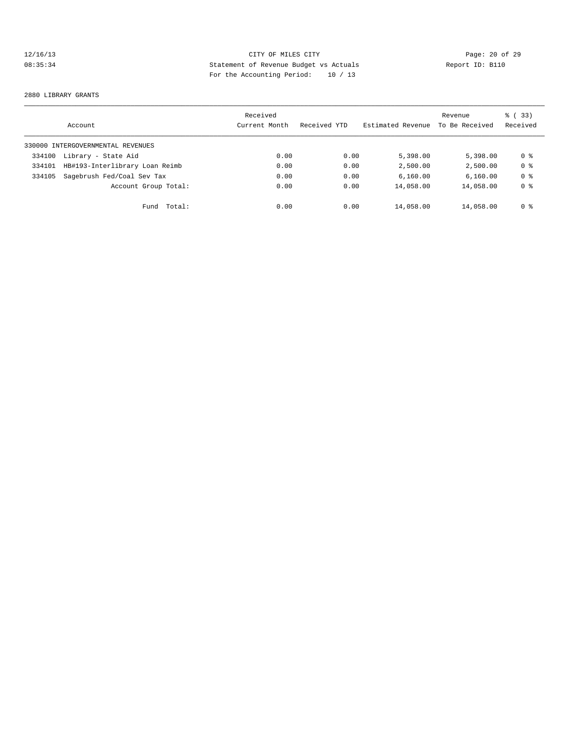CITY OF MILES CITY
Statement of Revenue Budget vs Actuals
For the Accounting Period: 10 / 13

12/16/13
08:35:34

Report ID: B110

2880 LIBRARY GRANTS

| Account | | Received Current Month | Received YTD | Estimated Revenue | Revenue To Be Received | % ( 33) Received |
|---|---|---|---|---|---|---|
| 330000 INTERGOVERNMENTAL REVENUES | | | | | | |
| 334100 | Library - State Aid | 0.00 | 0.00 | 5,398.00 | 5,398.00 | 0 % |
| 334101 | HB#193-Interlibrary Loan Reimb | 0.00 | 0.00 | 2,500.00 | 2,500.00 | 0 % |
| 334105 | Sagebrush Fed/Coal Sev Tax | 0.00 | 0.00 | 6,160.00 | 6,160.00 | 0 % |
| | Account Group Total: | 0.00 | 0.00 | 14,058.00 | 14,058.00 | 0 % |
| | Fund Total: | 0.00 | 0.00 | 14,058.00 | 14,058.00 | 0 % |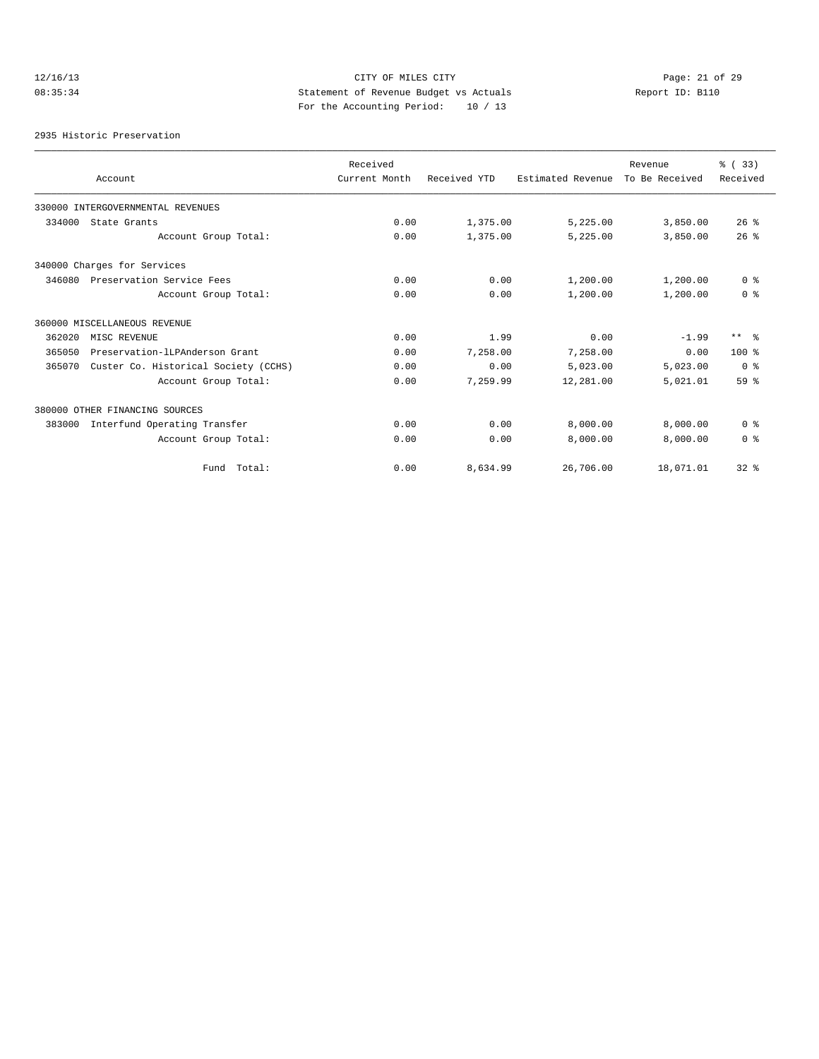CITY OF MILES CITY
Statement of Revenue Budget vs Actuals
For the Accounting Period: 10 / 13

12/16/13
08:35:34

Report ID: B110

2935 Historic Preservation

| Account | Received Current Month | Received YTD | Estimated Revenue | Revenue To Be Received | % ( 33) Received |
|---|---|---|---|---|---|
| 330000 INTERGOVERNMENTAL REVENUES | | | | | |
| 334000 State Grants | 0.00 | 1,375.00 | 5,225.00 | 3,850.00 | 26 % |
| Account Group Total: | 0.00 | 1,375.00 | 5,225.00 | 3,850.00 | 26 % |
| 340000 Charges for Services | | | | | |
| 346080 Preservation Service Fees | 0.00 | 0.00 | 1,200.00 | 1,200.00 | 0 % |
| Account Group Total: | 0.00 | 0.00 | 1,200.00 | 1,200.00 | 0 % |
| 360000 MISCELLANEOUS REVENUE | | | | | |
| 362020 MISC REVENUE | 0.00 | 1.99 | 0.00 | -1.99 | ** % |
| 365050 Preservation-lLPAnderson Grant | 0.00 | 7,258.00 | 7,258.00 | 0.00 | 100 % |
| 365070 Custer Co. Historical Society (CCHS) | 0.00 | 0.00 | 5,023.00 | 5,023.00 | 0 % |
| Account Group Total: | 0.00 | 7,259.99 | 12,281.00 | 5,021.01 | 59 % |
| 380000 OTHER FINANCING SOURCES | | | | | |
| 383000 Interfund Operating Transfer | 0.00 | 0.00 | 8,000.00 | 8,000.00 | 0 % |
| Account Group Total: | 0.00 | 0.00 | 8,000.00 | 8,000.00 | 0 % |
| Fund Total: | 0.00 | 8,634.99 | 26,706.00 | 18,071.01 | 32 % |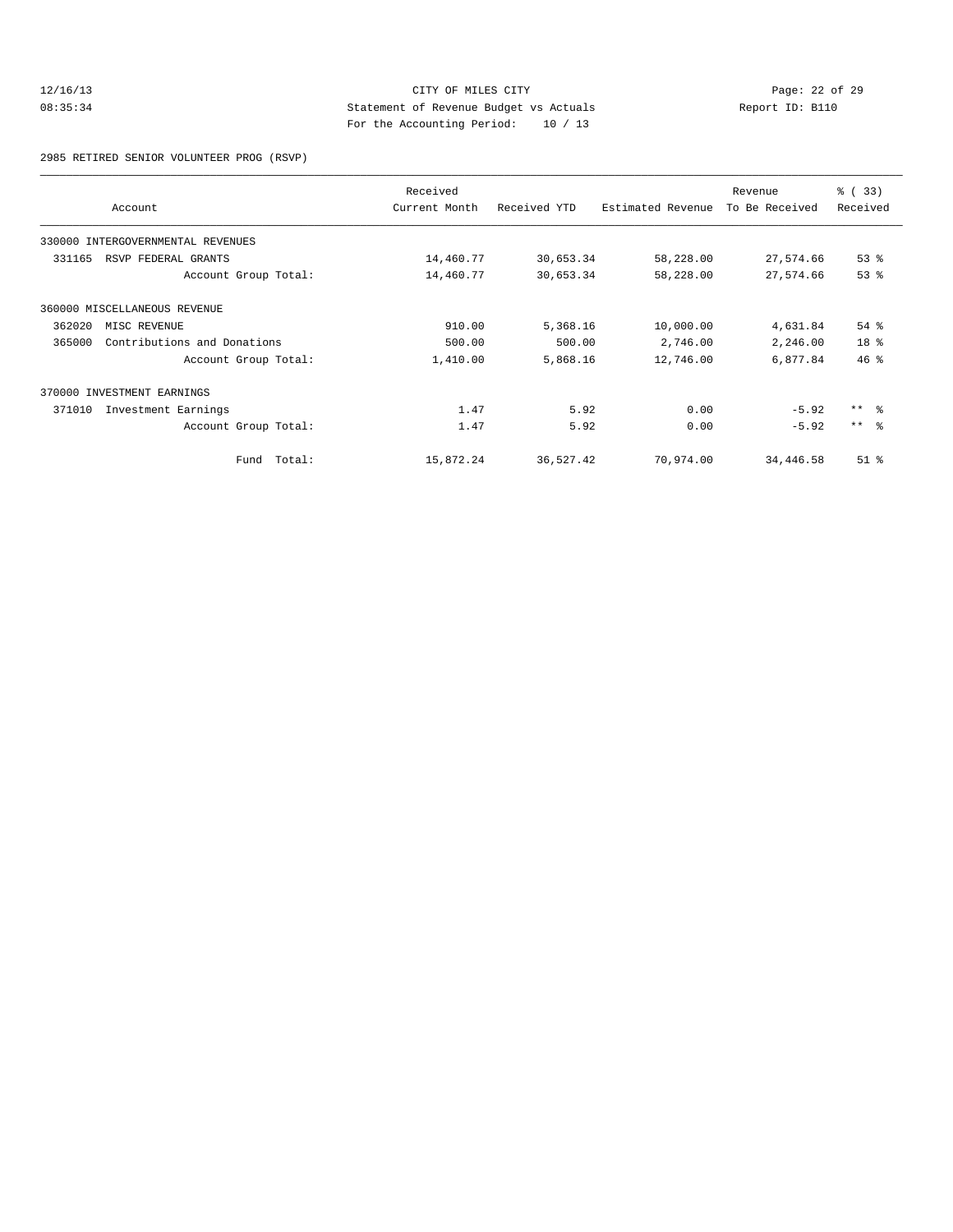CITY OF MILES CITY

Statement of Revenue Budget vs Actuals

For the Accounting Period: 10 / 13

12/16/13
08:35:34

Report ID: B110

2985 RETIRED SENIOR VOLUNTEER PROG (RSVP)

| Account | Received Current Month | Received YTD | Estimated Revenue | Revenue To Be Received | % ( 33) Received |
|---|---|---|---|---|---|
| 330000 INTERGOVERNMENTAL REVENUES | | | | | |
| 331165 RSVP FEDERAL GRANTS | 14,460.77 | 30,653.34 | 58,228.00 | 27,574.66 | 53 % |
| Account Group Total: | 14,460.77 | 30,653.34 | 58,228.00 | 27,574.66 | 53 % |
| 360000 MISCELLANEOUS REVENUE | | | | | |
| 362020 MISC REVENUE | 910.00 | 5,368.16 | 10,000.00 | 4,631.84 | 54 % |
| 365000 Contributions and Donations | 500.00 | 500.00 | 2,746.00 | 2,246.00 | 18 % |
| Account Group Total: | 1,410.00 | 5,868.16 | 12,746.00 | 6,877.84 | 46 % |
| 370000 INVESTMENT EARNINGS | | | | | |
| 371010 Investment Earnings | 1.47 | 5.92 | 0.00 | -5.92 | ** % |
| Account Group Total: | 1.47 | 5.92 | 0.00 | -5.92 | ** % |
| Fund Total: | 15,872.24 | 36,527.42 | 70,974.00 | 34,446.58 | 51 % |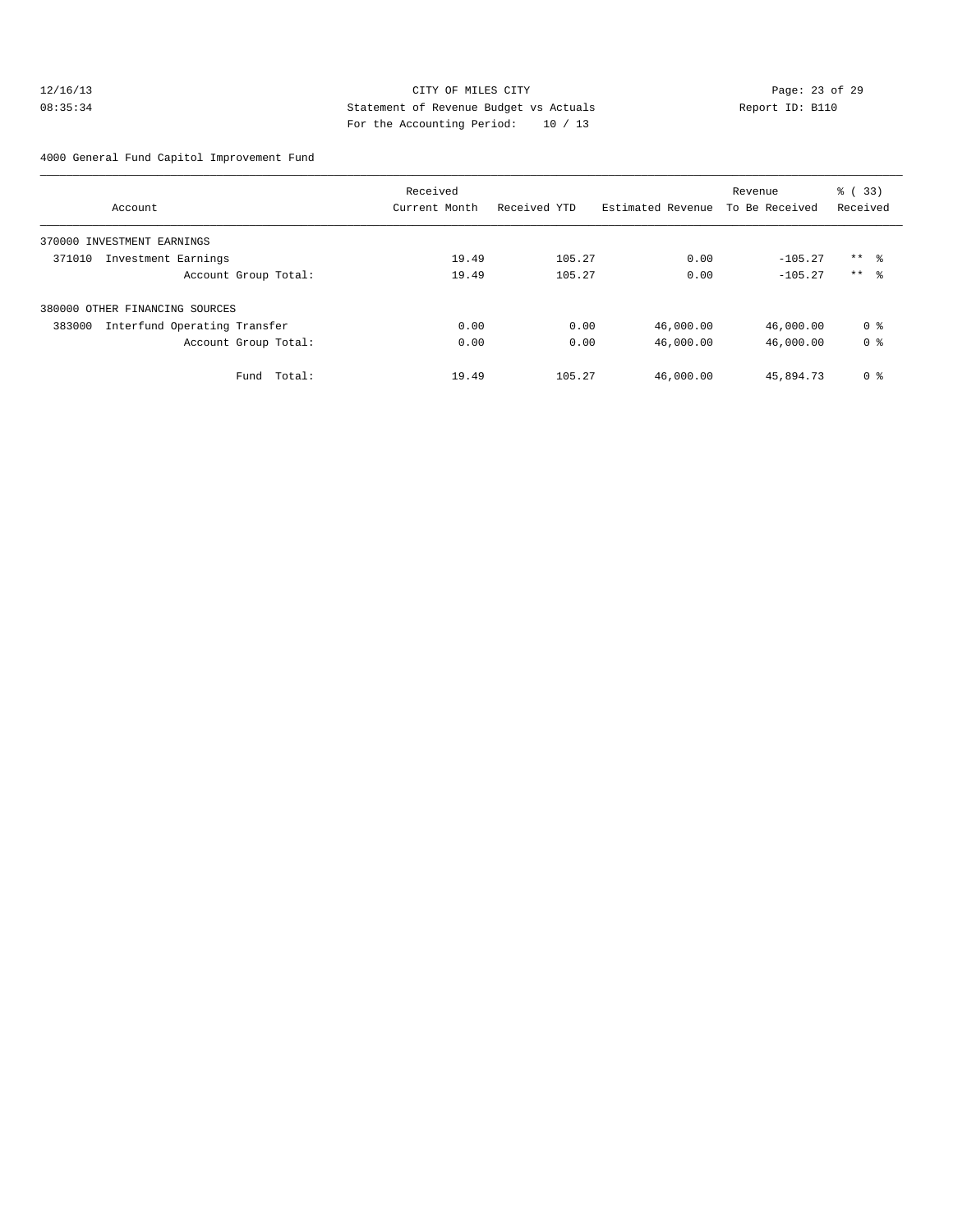CITY OF MILES CITY
Statement of Revenue Budget vs Actuals
For the Accounting Period: 10 / 13

12/16/13
08:35:34

Report ID: B110

4000 General Fund Capitol Improvement Fund

| Account | Received Current Month | Received YTD | Estimated Revenue | Revenue To Be Received | % ( 33) Received |
|---|---|---|---|---|---|
| 370000 INVESTMENT EARNINGS | | | | | |
| 371010 Investment Earnings | 19.49 | 105.27 | 0.00 | -105.27 | ** % |
| Account Group Total: | 19.49 | 105.27 | 0.00 | -105.27 | ** % |
| 380000 OTHER FINANCING SOURCES | | | | | |
| 383000 Interfund Operating Transfer | 0.00 | 0.00 | 46,000.00 | 46,000.00 | 0 % |
| Account Group Total: | 0.00 | 0.00 | 46,000.00 | 46,000.00 | 0 % |
| Fund Total: | 19.49 | 105.27 | 46,000.00 | 45,894.73 | 0 % |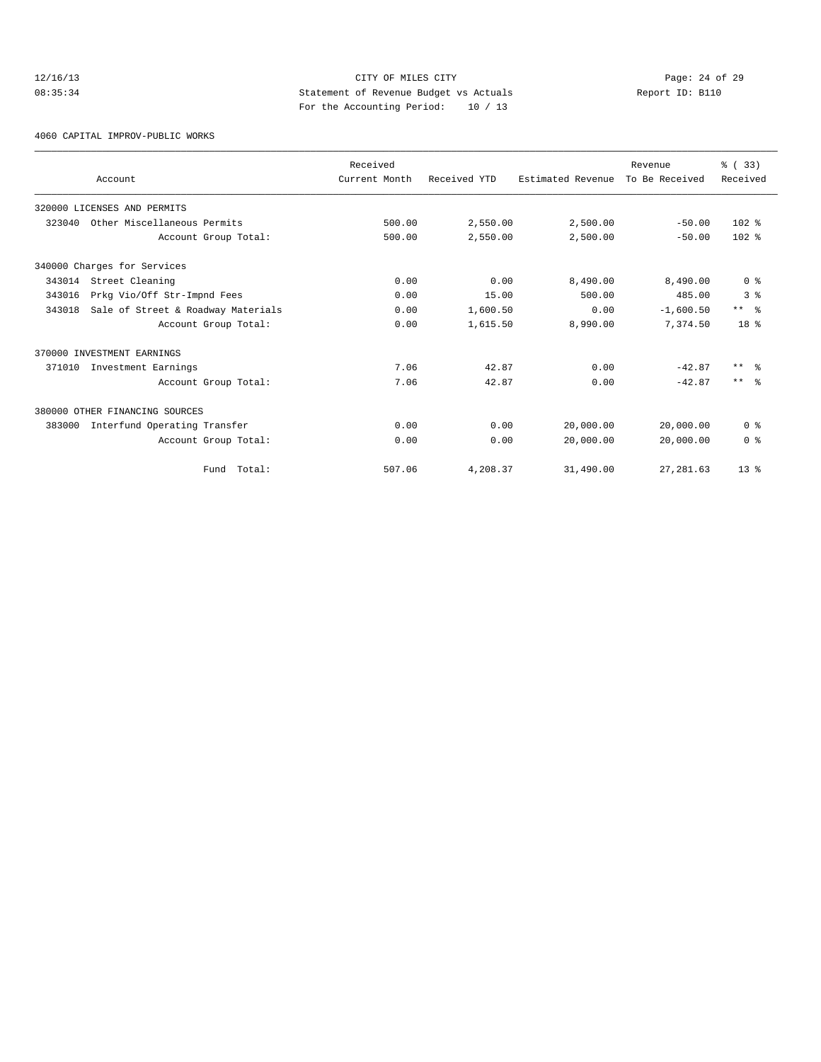# CITY OF MILES CITY

## Statement of Revenue Budget vs Actuals

For the Accounting Period: 10 / 13

12/16/13 08:35:34 — Report ID: B110

### 4060 CAPITAL IMPROV-PUBLIC WORKS

| Account | Received Current Month | Received YTD | Estimated Revenue | Revenue To Be Received | % ( 33) Received |
|---|---|---|---|---|---|
| 320000 LICENSES AND PERMITS | | | | | |
| 323040 Other Miscellaneous Permits | 500.00 | 2,550.00 | 2,500.00 | -50.00 | 102 % |
| Account Group Total: | 500.00 | 2,550.00 | 2,500.00 | -50.00 | 102 % |
| 340000 Charges for Services | | | | | |
| 343014 Street Cleaning | 0.00 | 0.00 | 8,490.00 | 8,490.00 | 0 % |
| 343016 Prkg Vio/Off Str-Impnd Fees | 0.00 | 15.00 | 500.00 | 485.00 | 3 % |
| 343018 Sale of Street & Roadway Materials | 0.00 | 1,600.50 | 0.00 | -1,600.50 | ** % |
| Account Group Total: | 0.00 | 1,615.50 | 8,990.00 | 7,374.50 | 18 % |
| 370000 INVESTMENT EARNINGS | | | | | |
| 371010 Investment Earnings | 7.06 | 42.87 | 0.00 | -42.87 | ** % |
| Account Group Total: | 7.06 | 42.87 | 0.00 | -42.87 | ** % |
| 380000 OTHER FINANCING SOURCES | | | | | |
| 383000 Interfund Operating Transfer | 0.00 | 0.00 | 20,000.00 | 20,000.00 | 0 % |
| Account Group Total: | 0.00 | 0.00 | 20,000.00 | 20,000.00 | 0 % |
| Fund Total: | 507.06 | 4,208.37 | 31,490.00 | 27,281.63 | 13 % |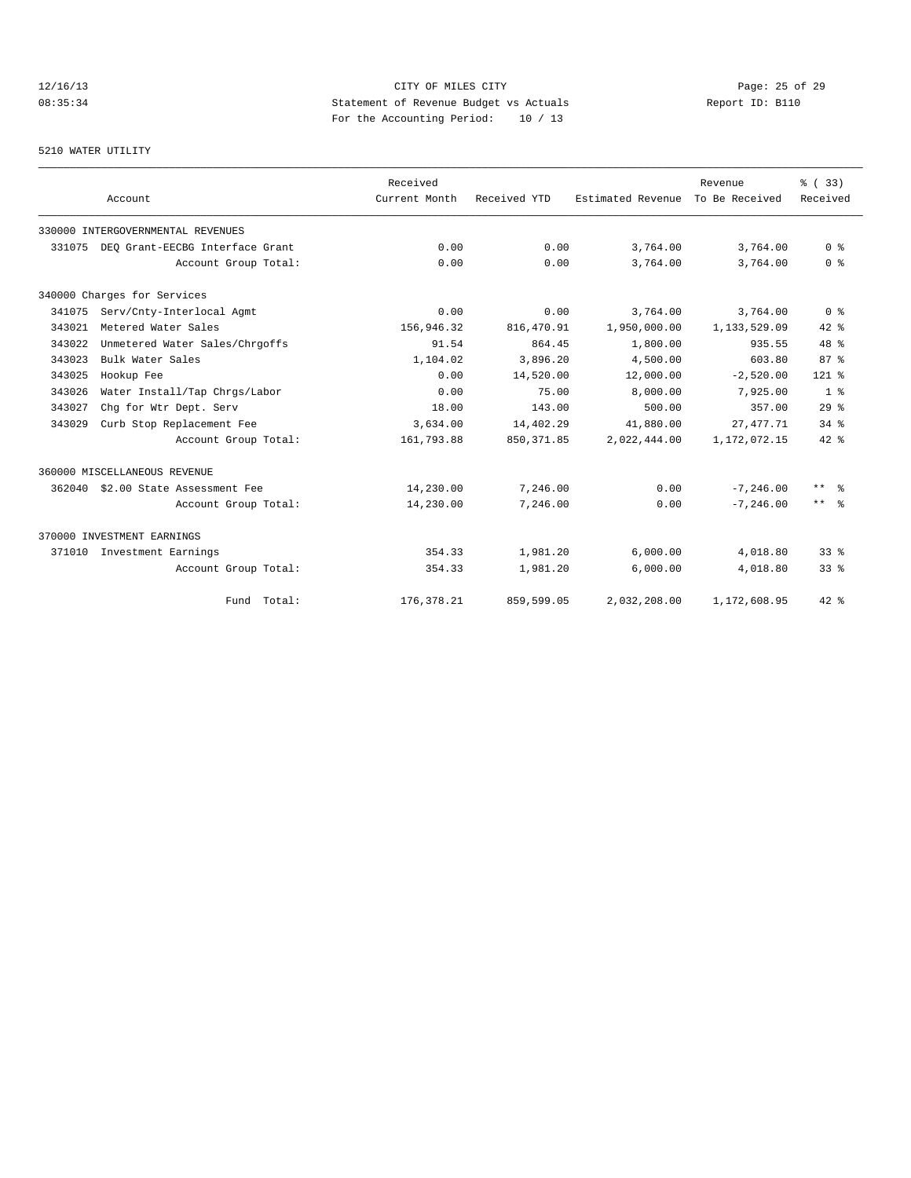CITY OF MILES CITY

Statement of Revenue Budget vs Actuals

For the Accounting Period: 10 / 13

5210 WATER UTILITY

| Account | | Received Current Month | Received YTD | Estimated Revenue | Revenue To Be Received | % ( 33) Received |
|---|---|---|---|---|---|---|
| 330000 INTERGOVERNMENTAL REVENUES | | | | | | |
| 331075 | DEQ Grant-EECBG Interface Grant | 0.00 | 0.00 | 3,764.00 | 3,764.00 | 0 % |
| | Account Group Total: | 0.00 | 0.00 | 3,764.00 | 3,764.00 | 0 % |
| 340000 Charges for Services | | | | | | |
| 341075 | Serv/Cnty-Interlocal Agmt | 0.00 | 0.00 | 3,764.00 | 3,764.00 | 0 % |
| 343021 | Metered Water Sales | 156,946.32 | 816,470.91 | 1,950,000.00 | 1,133,529.09 | 42 % |
| 343022 | Unmetered Water Sales/Chrgoffs | 91.54 | 864.45 | 1,800.00 | 935.55 | 48 % |
| 343023 | Bulk Water Sales | 1,104.02 | 3,896.20 | 4,500.00 | 603.80 | 87 % |
| 343025 | Hookup Fee | 0.00 | 14,520.00 | 12,000.00 | -2,520.00 | 121 % |
| 343026 | Water Install/Tap Chrgs/Labor | 0.00 | 75.00 | 8,000.00 | 7,925.00 | 1 % |
| 343027 | Chg for Wtr Dept. Serv | 18.00 | 143.00 | 500.00 | 357.00 | 29 % |
| 343029 | Curb Stop Replacement Fee | 3,634.00 | 14,402.29 | 41,880.00 | 27,477.71 | 34 % |
| | Account Group Total: | 161,793.88 | 850,371.85 | 2,022,444.00 | 1,172,072.15 | 42 % |
| 360000 MISCELLANEOUS REVENUE | | | | | | |
| 362040 | $2.00 State Assessment Fee | 14,230.00 | 7,246.00 | 0.00 | -7,246.00 | ** % |
| | Account Group Total: | 14,230.00 | 7,246.00 | 0.00 | -7,246.00 | ** % |
| 370000 INVESTMENT EARNINGS | | | | | | |
| 371010 | Investment Earnings | 354.33 | 1,981.20 | 6,000.00 | 4,018.80 | 33 % |
| | Account Group Total: | 354.33 | 1,981.20 | 6,000.00 | 4,018.80 | 33 % |
| | Fund Total: | 176,378.21 | 859,599.05 | 2,032,208.00 | 1,172,608.95 | 42 % |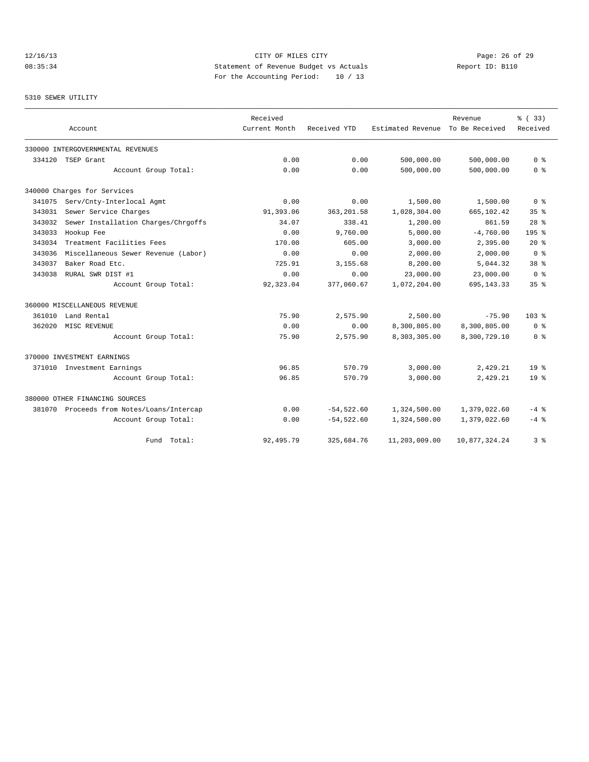12/16/13 CITY OF MILES CITY
08:35:34 Statement of Revenue Budget vs Actuals Report ID: B110
For the Accounting Period: 10 / 13

5310 SEWER UTILITY

| Account | Received Current Month | Received YTD | Estimated Revenue | Revenue To Be Received | % ( 33) Received |
|---|---|---|---|---|---|
| 330000 INTERGOVERNMENTAL REVENUES | | | | | |
| 334120 TSEP Grant | 0.00 | 0.00 | 500,000.00 | 500,000.00 | 0 % |
| Account Group Total: | 0.00 | 0.00 | 500,000.00 | 500,000.00 | 0 % |
| 340000 Charges for Services | | | | | |
| 341075 Serv/Cnty-Interlocal Agmt | 0.00 | 0.00 | 1,500.00 | 1,500.00 | 0 % |
| 343031 Sewer Service Charges | 91,393.06 | 363,201.58 | 1,028,304.00 | 665,102.42 | 35 % |
| 343032 Sewer Installation Charges/Chrgoffs | 34.07 | 338.41 | 1,200.00 | 861.59 | 28 % |
| 343033 Hookup Fee | 0.00 | 9,760.00 | 5,000.00 | -4,760.00 | 195 % |
| 343034 Treatment Facilities Fees | 170.00 | 605.00 | 3,000.00 | 2,395.00 | 20 % |
| 343036 Miscellaneous Sewer Revenue (Labor) | 0.00 | 0.00 | 2,000.00 | 2,000.00 | 0 % |
| 343037 Baker Road Etc. | 725.91 | 3,155.68 | 8,200.00 | 5,044.32 | 38 % |
| 343038 RURAL SWR DIST #1 | 0.00 | 0.00 | 23,000.00 | 23,000.00 | 0 % |
| Account Group Total: | 92,323.04 | 377,060.67 | 1,072,204.00 | 695,143.33 | 35 % |
| 360000 MISCELLANEOUS REVENUE | | | | | |
| 361010 Land Rental | 75.90 | 2,575.90 | 2,500.00 | -75.90 | 103 % |
| 362020 MISC REVENUE | 0.00 | 0.00 | 8,300,805.00 | 8,300,805.00 | 0 % |
| Account Group Total: | 75.90 | 2,575.90 | 8,303,305.00 | 8,300,729.10 | 0 % |
| 370000 INVESTMENT EARNINGS | | | | | |
| 371010 Investment Earnings | 96.85 | 570.79 | 3,000.00 | 2,429.21 | 19 % |
| Account Group Total: | 96.85 | 570.79 | 3,000.00 | 2,429.21 | 19 % |
| 380000 OTHER FINANCING SOURCES | | | | | |
| 381070 Proceeds from Notes/Loans/Intercap | 0.00 | -54,522.60 | 1,324,500.00 | 1,379,022.60 | -4 % |
| Account Group Total: | 0.00 | -54,522.60 | 1,324,500.00 | 1,379,022.60 | -4 % |
| Fund Total: | 92,495.79 | 325,684.76 | 11,203,009.00 | 10,877,324.24 | 3 % |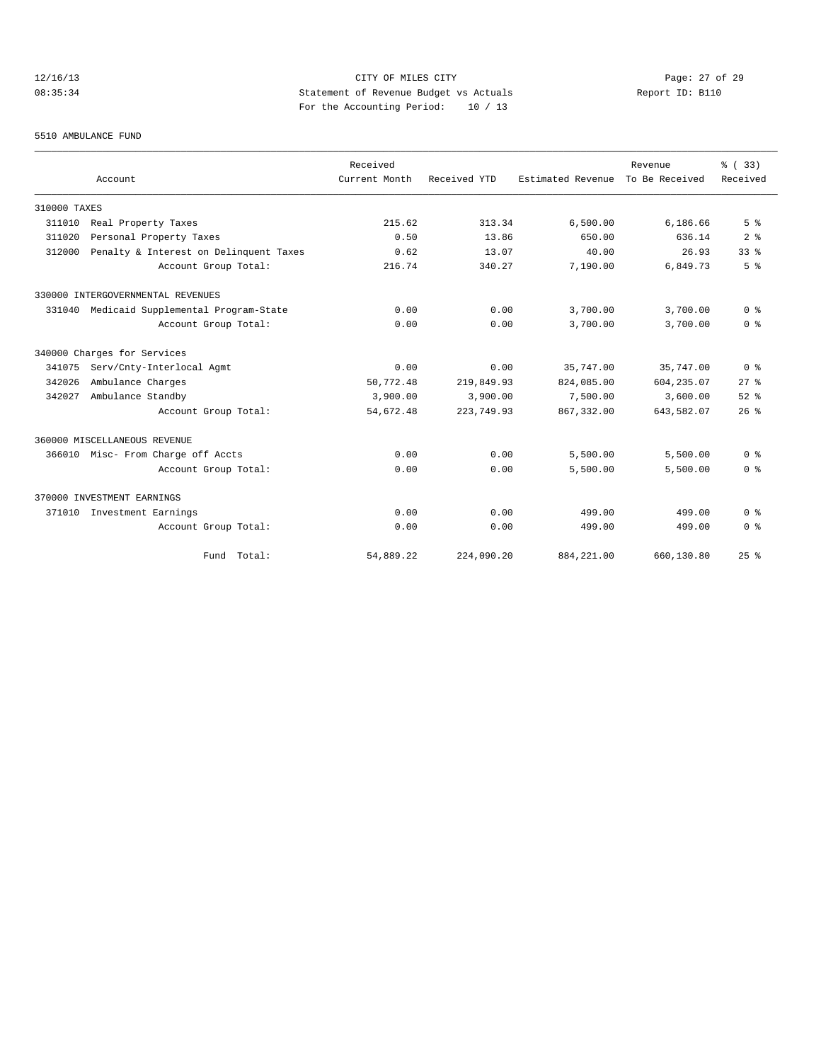CITY OF MILES CITY
Statement of Revenue Budget vs Actuals
For the Accounting Period: 10 / 13

12/16/13
08:35:34

Report ID: B110

5510 AMBULANCE FUND

| Account | Received Current Month | Received YTD | Estimated Revenue | Revenue To Be Received | % ( 33) Received |
|---|---|---|---|---|---|
| 310000 TAXES | | | | | |
| 311010 Real Property Taxes | 215.62 | 313.34 | 6,500.00 | 6,186.66 | 5 % |
| 311020 Personal Property Taxes | 0.50 | 13.86 | 650.00 | 636.14 | 2 % |
| 312000 Penalty & Interest on Delinquent Taxes | 0.62 | 13.07 | 40.00 | 26.93 | 33 % |
| Account Group Total: | 216.74 | 340.27 | 7,190.00 | 6,849.73 | 5 % |
| 330000 INTERGOVERNMENTAL REVENUES | | | | | |
| 331040 Medicaid Supplemental Program-State | 0.00 | 0.00 | 3,700.00 | 3,700.00 | 0 % |
| Account Group Total: | 0.00 | 0.00 | 3,700.00 | 3,700.00 | 0 % |
| 340000 Charges for Services | | | | | |
| 341075 Serv/Cnty-Interlocal Agmt | 0.00 | 0.00 | 35,747.00 | 35,747.00 | 0 % |
| 342026 Ambulance Charges | 50,772.48 | 219,849.93 | 824,085.00 | 604,235.07 | 27 % |
| 342027 Ambulance Standby | 3,900.00 | 3,900.00 | 7,500.00 | 3,600.00 | 52 % |
| Account Group Total: | 54,672.48 | 223,749.93 | 867,332.00 | 643,582.07 | 26 % |
| 360000 MISCELLANEOUS REVENUE | | | | | |
| 366010 Misc- From Charge off Accts | 0.00 | 0.00 | 5,500.00 | 5,500.00 | 0 % |
| Account Group Total: | 0.00 | 0.00 | 5,500.00 | 5,500.00 | 0 % |
| 370000 INVESTMENT EARNINGS | | | | | |
| 371010 Investment Earnings | 0.00 | 0.00 | 499.00 | 499.00 | 0 % |
| Account Group Total: | 0.00 | 0.00 | 499.00 | 499.00 | 0 % |
| Fund Total: | 54,889.22 | 224,090.20 | 884,221.00 | 660,130.80 | 25 % |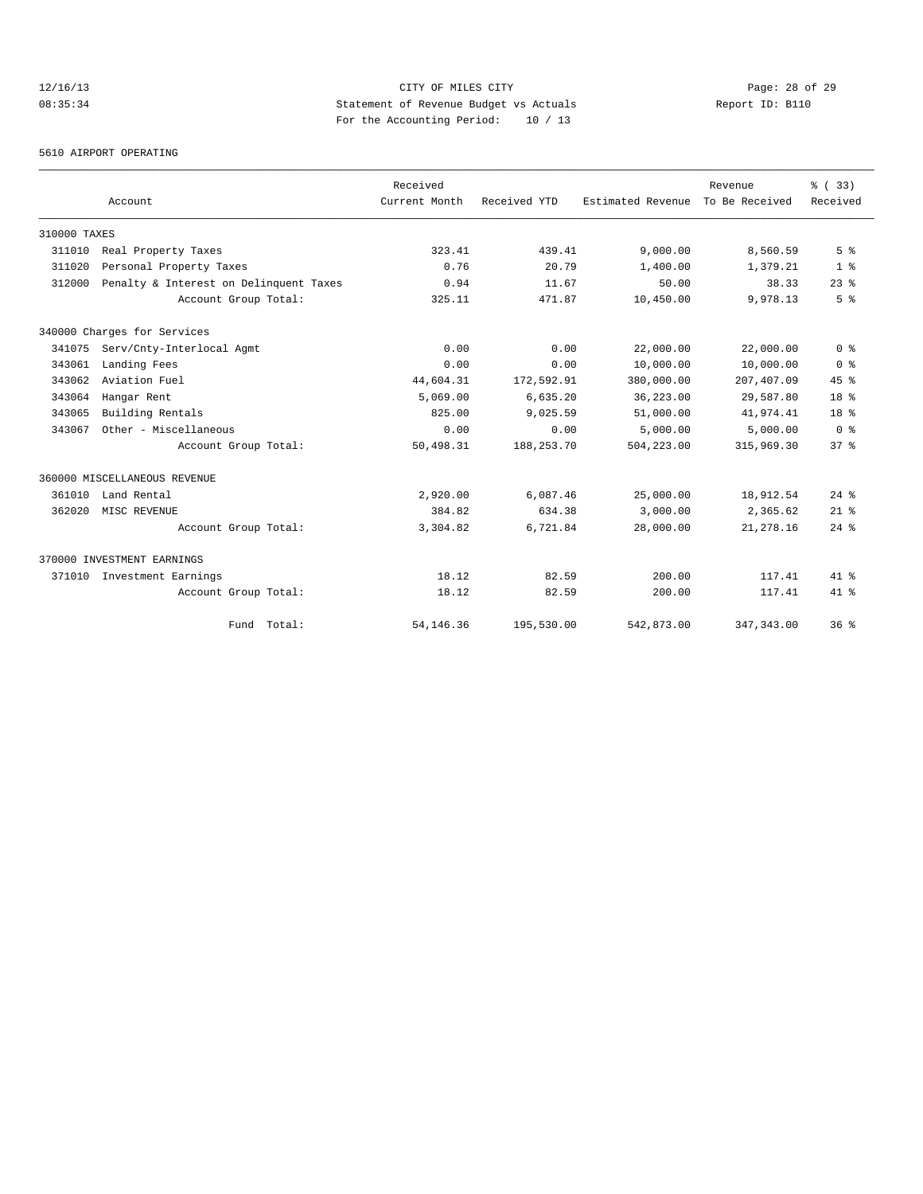12/16/13 CITY OF MILES CITY
08:35:34 Statement of Revenue Budget vs Actuals Report ID: B110
For the Accounting Period: 10 / 13

5610 AIRPORT OPERATING

| Account | | Received Current Month | Received YTD | Estimated Revenue | Revenue To Be Received | % ( 33) Received |
|---|---|---|---|---|---|---|
| 310000 TAXES | | | | | | |
| 311010 | Real Property Taxes | 323.41 | 439.41 | 9,000.00 | 8,560.59 | 5 % |
| 311020 | Personal Property Taxes | 0.76 | 20.79 | 1,400.00 | 1,379.21 | 1 % |
| 312000 | Penalty & Interest on Delinquent Taxes | 0.94 | 11.67 | 50.00 | 38.33 | 23 % |
| | Account Group Total: | 325.11 | 471.87 | 10,450.00 | 9,978.13 | 5 % |
| 340000 Charges for Services | | | | | | |
| 341075 | Serv/Cnty-Interlocal Agmt | 0.00 | 0.00 | 22,000.00 | 22,000.00 | 0 % |
| 343061 | Landing Fees | 0.00 | 0.00 | 10,000.00 | 10,000.00 | 0 % |
| 343062 | Aviation Fuel | 44,604.31 | 172,592.91 | 380,000.00 | 207,407.09 | 45 % |
| 343064 | Hangar Rent | 5,069.00 | 6,635.20 | 36,223.00 | 29,587.80 | 18 % |
| 343065 | Building Rentals | 825.00 | 9,025.59 | 51,000.00 | 41,974.41 | 18 % |
| 343067 | Other - Miscellaneous | 0.00 | 0.00 | 5,000.00 | 5,000.00 | 0 % |
| | Account Group Total: | 50,498.31 | 188,253.70 | 504,223.00 | 315,969.30 | 37 % |
| 360000 MISCELLANEOUS REVENUE | | | | | | |
| 361010 | Land Rental | 2,920.00 | 6,087.46 | 25,000.00 | 18,912.54 | 24 % |
| 362020 | MISC REVENUE | 384.82 | 634.38 | 3,000.00 | 2,365.62 | 21 % |
| | Account Group Total: | 3,304.82 | 6,721.84 | 28,000.00 | 21,278.16 | 24 % |
| 370000 INVESTMENT EARNINGS | | | | | | |
| 371010 | Investment Earnings | 18.12 | 82.59 | 200.00 | 117.41 | 41 % |
| | Account Group Total: | 18.12 | 82.59 | 200.00 | 117.41 | 41 % |
| | Fund Total: | 54,146.36 | 195,530.00 | 542,873.00 | 347,343.00 | 36 % |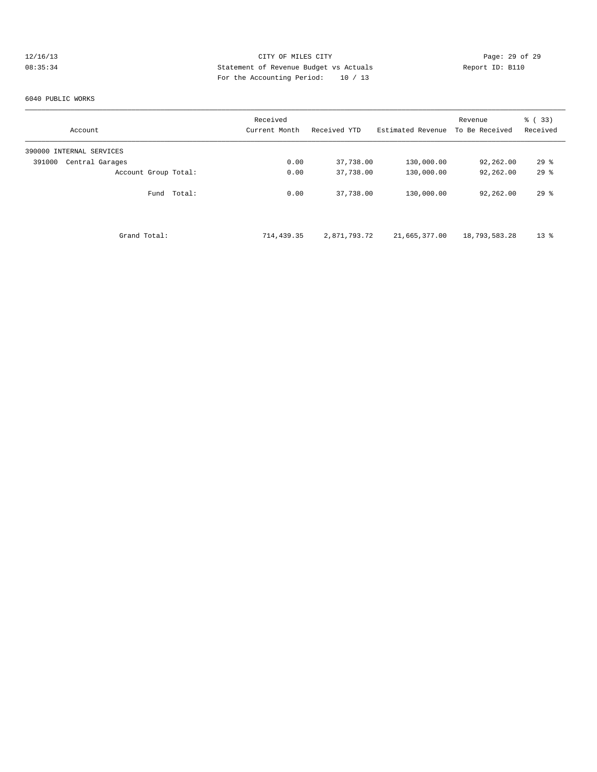12/16/13 CITY OF MILES CITY
08:35:34 Statement of Revenue Budget vs Actuals Report ID: B110
For the Accounting Period: 10 / 13

6040 PUBLIC WORKS

| Account | Received Current Month | Received YTD | Estimated Revenue | Revenue To Be Received | % ( 33) Received |
|---|---|---|---|---|---|
| 390000 INTERNAL SERVICES | | | | | |
| 391000 Central Garages | 0.00 | 37,738.00 | 130,000.00 | 92,262.00 | 29 % |
| Account Group Total: | 0.00 | 37,738.00 | 130,000.00 | 92,262.00 | 29 % |
| Fund Total: | 0.00 | 37,738.00 | 130,000.00 | 92,262.00 | 29 % |
| Grand Total: | 714,439.35 | 2,871,793.72 | 21,665,377.00 | 18,793,583.28 | 13 % |